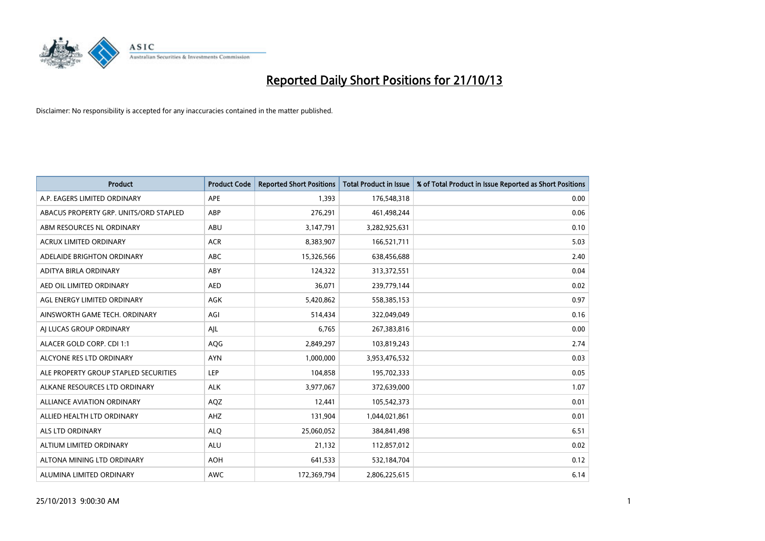# Reported Daily Short Positions for 21/10/13

Disclaimer: No responsibility is accepted for any inaccuracies contained in the matter published.

| Product | Product Code | Reported Short Positions | Total Product in Issue | % of Total Product in Issue Reported as Short Positions |
|---|---|---|---|---|
| A.P. EAGERS LIMITED ORDINARY | APE | 1,393 | 176,548,318 | 0.00 |
| ABACUS PROPERTY GRP. UNITS/ORD STAPLED | ABP | 276,291 | 461,498,244 | 0.06 |
| ABM RESOURCES NL ORDINARY | ABU | 3,147,791 | 3,282,925,631 | 0.10 |
| ACRUX LIMITED ORDINARY | ACR | 8,383,907 | 166,521,711 | 5.03 |
| ADELAIDE BRIGHTON ORDINARY | ABC | 15,326,566 | 638,456,688 | 2.40 |
| ADITYA BIRLA ORDINARY | ABY | 124,322 | 313,372,551 | 0.04 |
| AED OIL LIMITED ORDINARY | AED | 36,071 | 239,779,144 | 0.02 |
| AGL ENERGY LIMITED ORDINARY | AGK | 5,420,862 | 558,385,153 | 0.97 |
| AINSWORTH GAME TECH. ORDINARY | AGI | 514,434 | 322,049,049 | 0.16 |
| AJ LUCAS GROUP ORDINARY | AJL | 6,765 | 267,383,816 | 0.00 |
| ALACER GOLD CORP. CDI 1:1 | AQG | 2,849,297 | 103,819,243 | 2.74 |
| ALCYONE RES LTD ORDINARY | AYN | 1,000,000 | 3,953,476,532 | 0.03 |
| ALE PROPERTY GROUP STAPLED SECURITIES | LEP | 104,858 | 195,702,333 | 0.05 |
| ALKANE RESOURCES LTD ORDINARY | ALK | 3,977,067 | 372,639,000 | 1.07 |
| ALLIANCE AVIATION ORDINARY | AQZ | 12,441 | 105,542,373 | 0.01 |
| ALLIED HEALTH LTD ORDINARY | AHZ | 131,904 | 1,044,021,861 | 0.01 |
| ALS LTD ORDINARY | ALQ | 25,060,052 | 384,841,498 | 6.51 |
| ALTIUM LIMITED ORDINARY | ALU | 21,132 | 112,857,012 | 0.02 |
| ALTONA MINING LTD ORDINARY | AOH | 641,533 | 532,184,704 | 0.12 |
| ALUMINA LIMITED ORDINARY | AWC | 172,369,794 | 2,806,225,615 | 6.14 |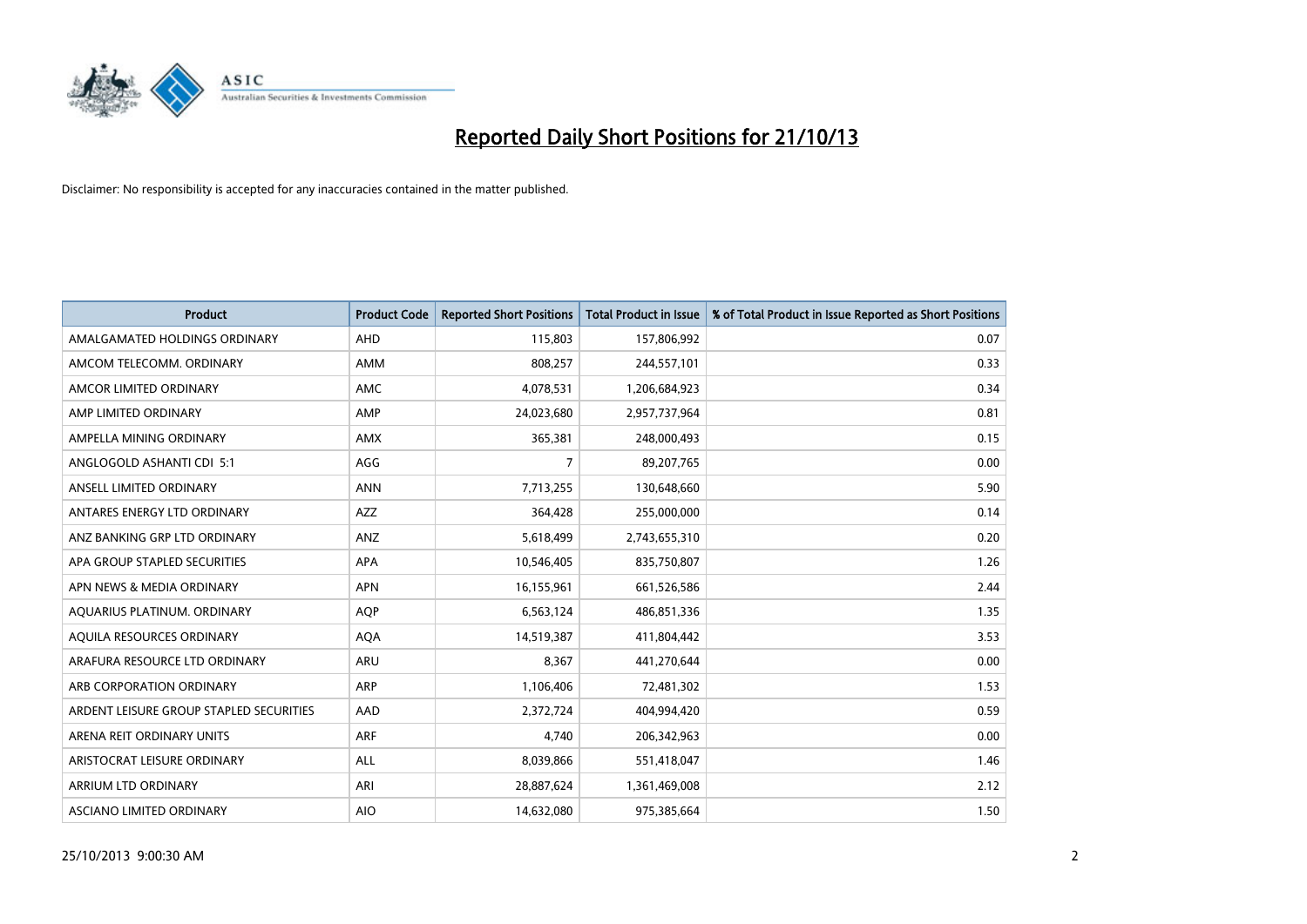# Reported Daily Short Positions for 21/10/13

Disclaimer: No responsibility is accepted for any inaccuracies contained in the matter published.

| Product | Product Code | Reported Short Positions | Total Product in Issue | % of Total Product in Issue Reported as Short Positions |
|---|---|---|---|---|
| AMALGAMATED HOLDINGS ORDINARY | AHD | 115,803 | 157,806,992 | 0.07 |
| AMCOM TELECOMM. ORDINARY | AMM | 808,257 | 244,557,101 | 0.33 |
| AMCOR LIMITED ORDINARY | AMC | 4,078,531 | 1,206,684,923 | 0.34 |
| AMP LIMITED ORDINARY | AMP | 24,023,680 | 2,957,737,964 | 0.81 |
| AMPELLA MINING ORDINARY | AMX | 365,381 | 248,000,493 | 0.15 |
| ANGLOGOLD ASHANTI CDI 5:1 | AGG | 7 | 89,207,765 | 0.00 |
| ANSELL LIMITED ORDINARY | ANN | 7,713,255 | 130,648,660 | 5.90 |
| ANTARES ENERGY LTD ORDINARY | AZZ | 364,428 | 255,000,000 | 0.14 |
| ANZ BANKING GRP LTD ORDINARY | ANZ | 5,618,499 | 2,743,655,310 | 0.20 |
| APA GROUP STAPLED SECURITIES | APA | 10,546,405 | 835,750,807 | 1.26 |
| APN NEWS & MEDIA ORDINARY | APN | 16,155,961 | 661,526,586 | 2.44 |
| AQUARIUS PLATINUM. ORDINARY | AQP | 6,563,124 | 486,851,336 | 1.35 |
| AQUILA RESOURCES ORDINARY | AQA | 14,519,387 | 411,804,442 | 3.53 |
| ARAFURA RESOURCE LTD ORDINARY | ARU | 8,367 | 441,270,644 | 0.00 |
| ARB CORPORATION ORDINARY | ARP | 1,106,406 | 72,481,302 | 1.53 |
| ARDENT LEISURE GROUP STAPLED SECURITIES | AAD | 2,372,724 | 404,994,420 | 0.59 |
| ARENA REIT ORDINARY UNITS | ARF | 4,740 | 206,342,963 | 0.00 |
| ARISTOCRAT LEISURE ORDINARY | ALL | 8,039,866 | 551,418,047 | 1.46 |
| ARRIUM LTD ORDINARY | ARI | 28,887,624 | 1,361,469,008 | 2.12 |
| ASCIANO LIMITED ORDINARY | AIO | 14,632,080 | 975,385,664 | 1.50 |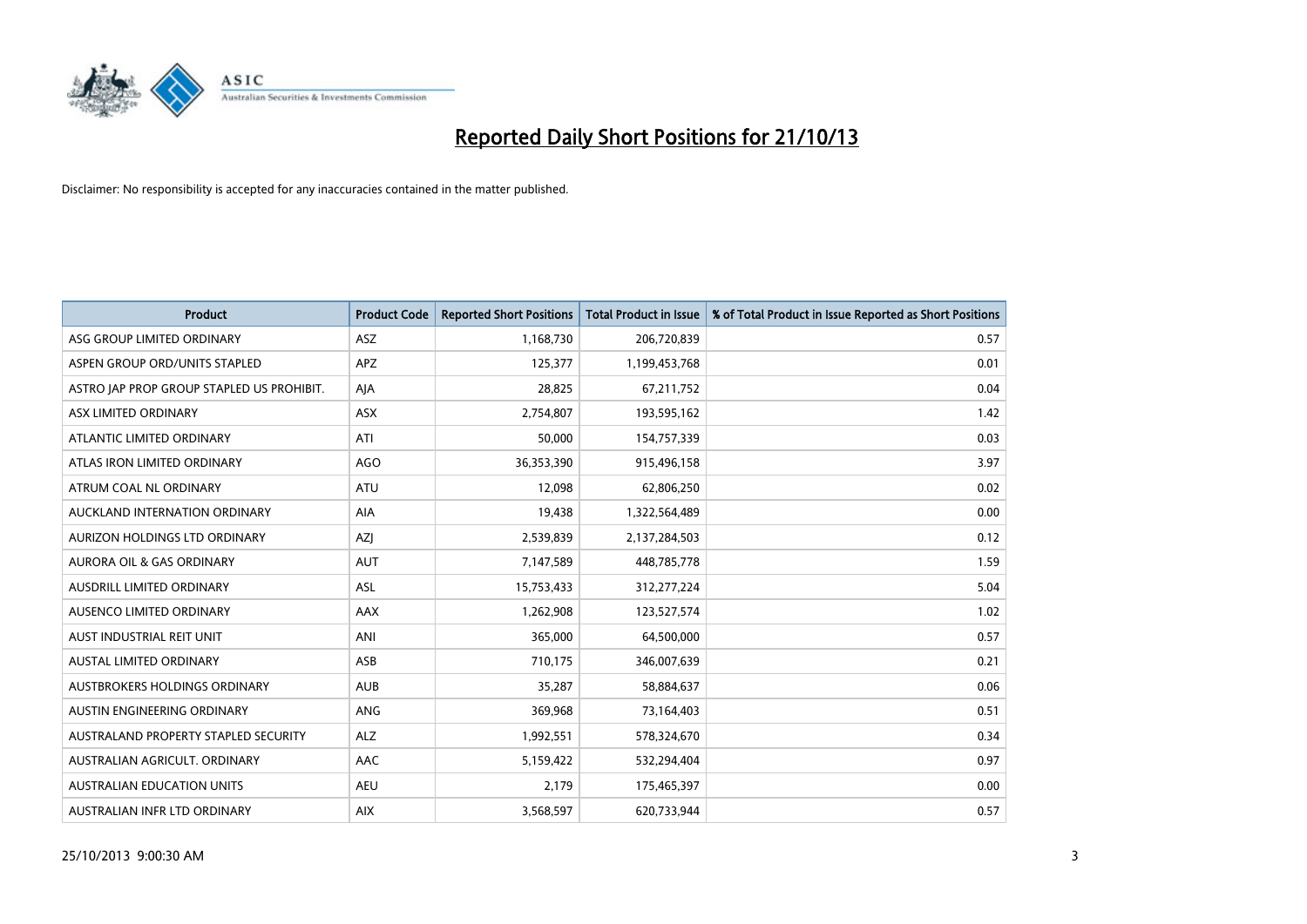# Reported Daily Short Positions for 21/10/13

Disclaimer: No responsibility is accepted for any inaccuracies contained in the matter published.

| Product | Product Code | Reported Short Positions | Total Product in Issue | % of Total Product in Issue Reported as Short Positions |
|---|---|---|---|---|
| ASG GROUP LIMITED ORDINARY | ASZ | 1,168,730 | 206,720,839 | 0.57 |
| ASPEN GROUP ORD/UNITS STAPLED | APZ | 125,377 | 1,199,453,768 | 0.01 |
| ASTRO JAP PROP GROUP STAPLED US PROHIBIT. | AJA | 28,825 | 67,211,752 | 0.04 |
| ASX LIMITED ORDINARY | ASX | 2,754,807 | 193,595,162 | 1.42 |
| ATLANTIC LIMITED ORDINARY | ATI | 50,000 | 154,757,339 | 0.03 |
| ATLAS IRON LIMITED ORDINARY | AGO | 36,353,390 | 915,496,158 | 3.97 |
| ATRUM COAL NL ORDINARY | ATU | 12,098 | 62,806,250 | 0.02 |
| AUCKLAND INTERNATION ORDINARY | AIA | 19,438 | 1,322,564,489 | 0.00 |
| AURIZON HOLDINGS LTD ORDINARY | AZJ | 2,539,839 | 2,137,284,503 | 0.12 |
| AURORA OIL & GAS ORDINARY | AUT | 7,147,589 | 448,785,778 | 1.59 |
| AUSDRILL LIMITED ORDINARY | ASL | 15,753,433 | 312,277,224 | 5.04 |
| AUSENCO LIMITED ORDINARY | AAX | 1,262,908 | 123,527,574 | 1.02 |
| AUST INDUSTRIAL REIT UNIT | ANI | 365,000 | 64,500,000 | 0.57 |
| AUSTAL LIMITED ORDINARY | ASB | 710,175 | 346,007,639 | 0.21 |
| AUSTBROKERS HOLDINGS ORDINARY | AUB | 35,287 | 58,884,637 | 0.06 |
| AUSTIN ENGINEERING ORDINARY | ANG | 369,968 | 73,164,403 | 0.51 |
| AUSTRALAND PROPERTY STAPLED SECURITY | ALZ | 1,992,551 | 578,324,670 | 0.34 |
| AUSTRALIAN AGRICULT. ORDINARY | AAC | 5,159,422 | 532,294,404 | 0.97 |
| AUSTRALIAN EDUCATION UNITS | AEU | 2,179 | 175,465,397 | 0.00 |
| AUSTRALIAN INFR LTD ORDINARY | AIX | 3,568,597 | 620,733,944 | 0.57 |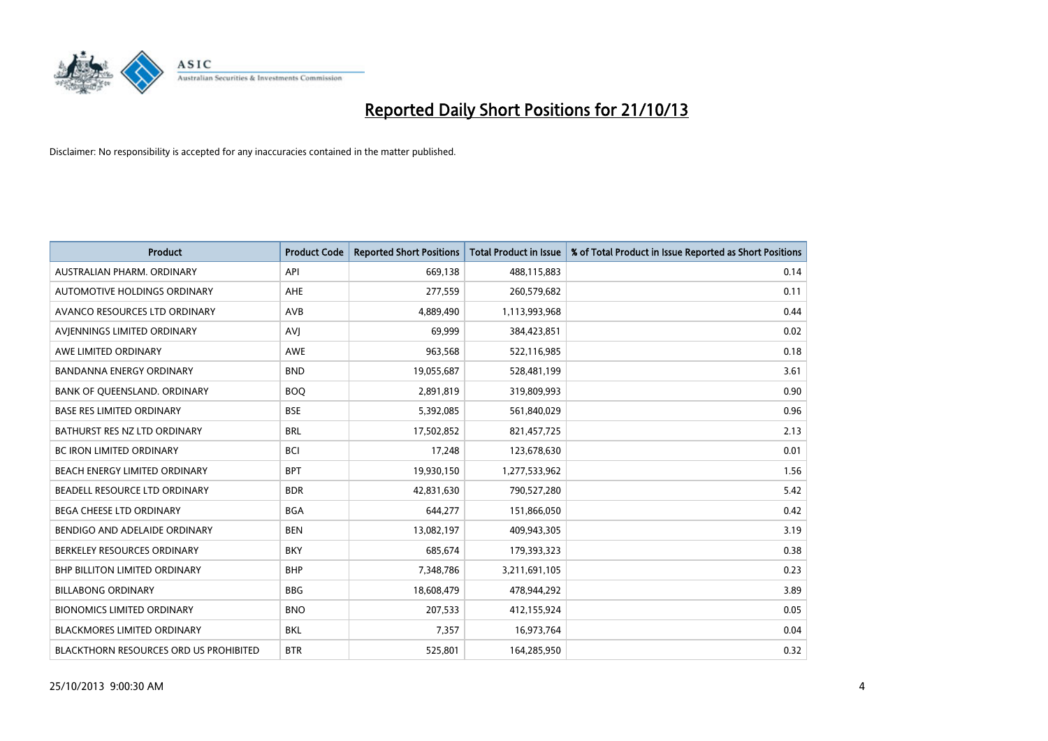# Reported Daily Short Positions for 21/10/13

Disclaimer: No responsibility is accepted for any inaccuracies contained in the matter published.

| Product | Product Code | Reported Short Positions | Total Product in Issue | % of Total Product in Issue Reported as Short Positions |
|---|---|---|---|---|
| AUSTRALIAN PHARM. ORDINARY | API | 669,138 | 488,115,883 | 0.14 |
| AUTOMOTIVE HOLDINGS ORDINARY | AHE | 277,559 | 260,579,682 | 0.11 |
| AVANCO RESOURCES LTD ORDINARY | AVB | 4,889,490 | 1,113,993,968 | 0.44 |
| AVJENNINGS LIMITED ORDINARY | AVJ | 69,999 | 384,423,851 | 0.02 |
| AWE LIMITED ORDINARY | AWE | 963,568 | 522,116,985 | 0.18 |
| BANDANNA ENERGY ORDINARY | BND | 19,055,687 | 528,481,199 | 3.61 |
| BANK OF QUEENSLAND. ORDINARY | BOQ | 2,891,819 | 319,809,993 | 0.90 |
| BASE RES LIMITED ORDINARY | BSE | 5,392,085 | 561,840,029 | 0.96 |
| BATHURST RES NZ LTD ORDINARY | BRL | 17,502,852 | 821,457,725 | 2.13 |
| BC IRON LIMITED ORDINARY | BCI | 17,248 | 123,678,630 | 0.01 |
| BEACH ENERGY LIMITED ORDINARY | BPT | 19,930,150 | 1,277,533,962 | 1.56 |
| BEADELL RESOURCE LTD ORDINARY | BDR | 42,831,630 | 790,527,280 | 5.42 |
| BEGA CHEESE LTD ORDINARY | BGA | 644,277 | 151,866,050 | 0.42 |
| BENDIGO AND ADELAIDE ORDINARY | BEN | 13,082,197 | 409,943,305 | 3.19 |
| BERKELEY RESOURCES ORDINARY | BKY | 685,674 | 179,393,323 | 0.38 |
| BHP BILLITON LIMITED ORDINARY | BHP | 7,348,786 | 3,211,691,105 | 0.23 |
| BILLABONG ORDINARY | BBG | 18,608,479 | 478,944,292 | 3.89 |
| BIONOMICS LIMITED ORDINARY | BNO | 207,533 | 412,155,924 | 0.05 |
| BLACKMORES LIMITED ORDINARY | BKL | 7,357 | 16,973,764 | 0.04 |
| BLACKTHORN RESOURCES ORD US PROHIBITED | BTR | 525,801 | 164,285,950 | 0.32 |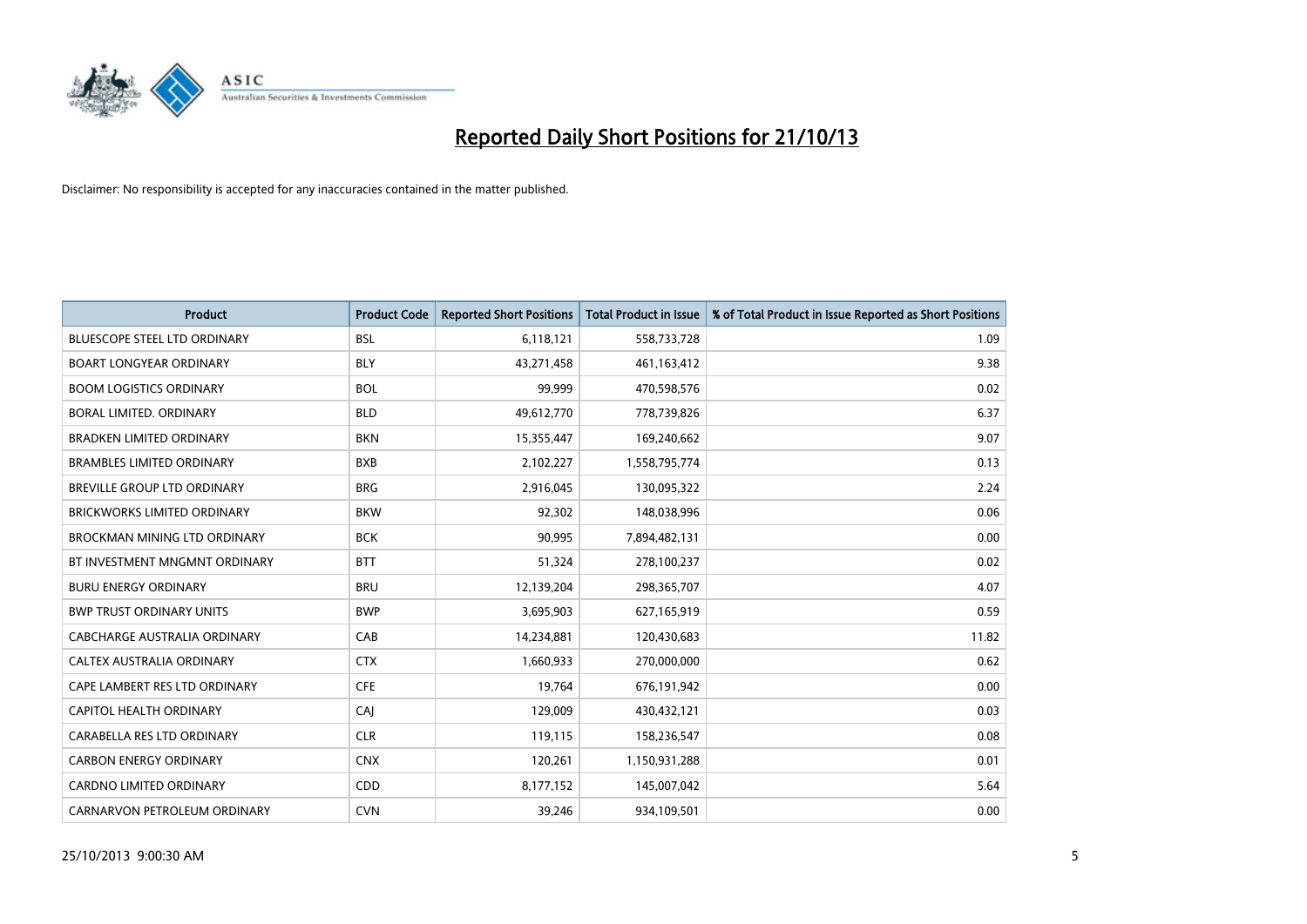# Reported Daily Short Positions for 21/10/13

Disclaimer: No responsibility is accepted for any inaccuracies contained in the matter published.

| Product | Product Code | Reported Short Positions | Total Product in Issue | % of Total Product in Issue Reported as Short Positions |
| --- | --- | --- | --- | --- |
| BLUESCOPE STEEL LTD ORDINARY | BSL | 6,118,121 | 558,733,728 | 1.09 |
| BOART LONGYEAR ORDINARY | BLY | 43,271,458 | 461,163,412 | 9.38 |
| BOOM LOGISTICS ORDINARY | BOL | 99,999 | 470,598,576 | 0.02 |
| BORAL LIMITED. ORDINARY | BLD | 49,612,770 | 778,739,826 | 6.37 |
| BRADKEN LIMITED ORDINARY | BKN | 15,355,447 | 169,240,662 | 9.07 |
| BRAMBLES LIMITED ORDINARY | BXB | 2,102,227 | 1,558,795,774 | 0.13 |
| BREVILLE GROUP LTD ORDINARY | BRG | 2,916,045 | 130,095,322 | 2.24 |
| BRICKWORKS LIMITED ORDINARY | BKW | 92,302 | 148,038,996 | 0.06 |
| BROCKMAN MINING LTD ORDINARY | BCK | 90,995 | 7,894,482,131 | 0.00 |
| BT INVESTMENT MNGMNT ORDINARY | BTT | 51,324 | 278,100,237 | 0.02 |
| BURU ENERGY ORDINARY | BRU | 12,139,204 | 298,365,707 | 4.07 |
| BWP TRUST ORDINARY UNITS | BWP | 3,695,903 | 627,165,919 | 0.59 |
| CABCHARGE AUSTRALIA ORDINARY | CAB | 14,234,881 | 120,430,683 | 11.82 |
| CALTEX AUSTRALIA ORDINARY | CTX | 1,660,933 | 270,000,000 | 0.62 |
| CAPE LAMBERT RES LTD ORDINARY | CFE | 19,764 | 676,191,942 | 0.00 |
| CAPITOL HEALTH ORDINARY | CAJ | 129,009 | 430,432,121 | 0.03 |
| CARABELLA RES LTD ORDINARY | CLR | 119,115 | 158,236,547 | 0.08 |
| CARBON ENERGY ORDINARY | CNX | 120,261 | 1,150,931,288 | 0.01 |
| CARDNO LIMITED ORDINARY | CDD | 8,177,152 | 145,007,042 | 5.64 |
| CARNARVON PETROLEUM ORDINARY | CVN | 39,246 | 934,109,501 | 0.00 |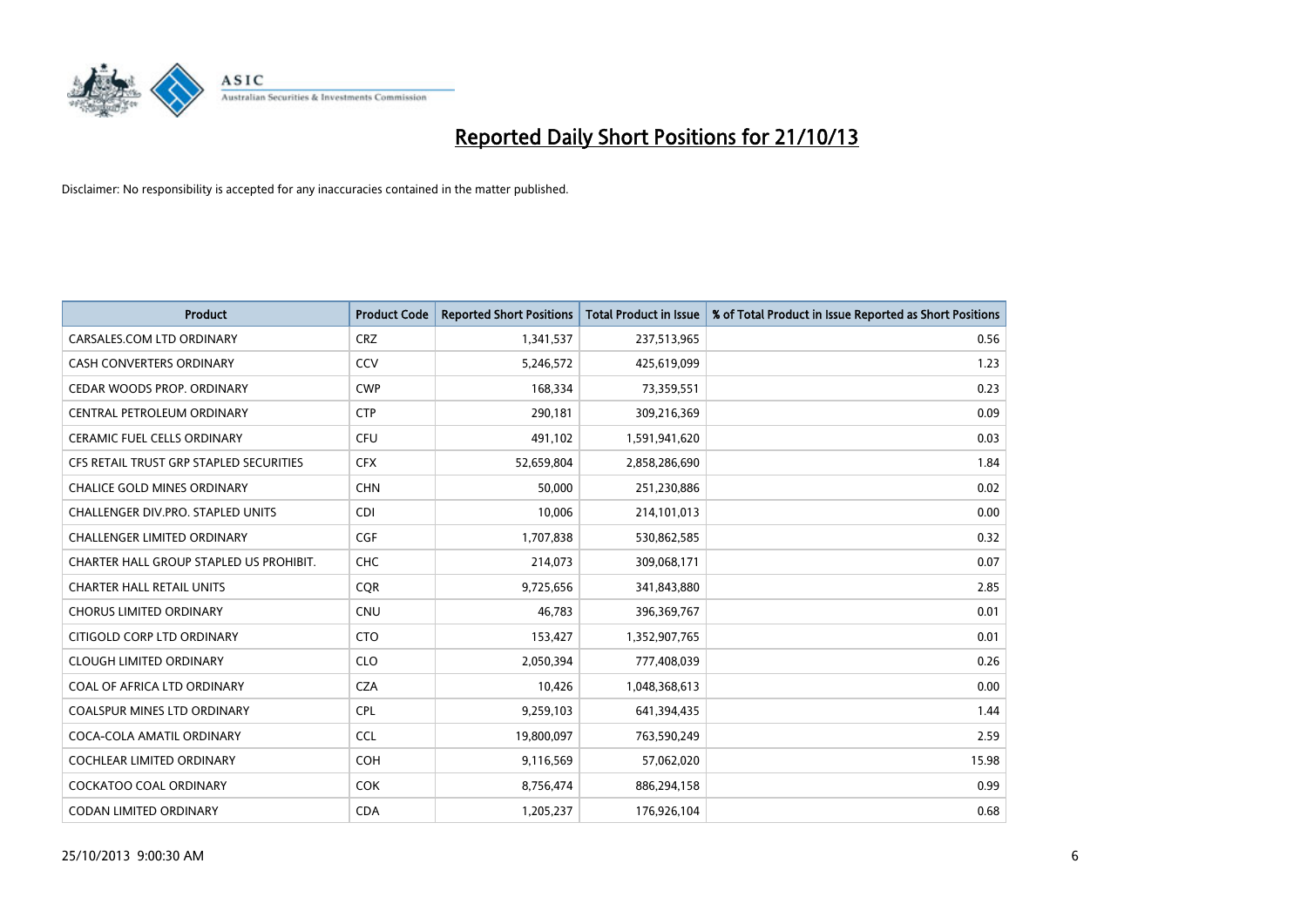# Reported Daily Short Positions for 21/10/13

Disclaimer: No responsibility is accepted for any inaccuracies contained in the matter published.

| Product | Product Code | Reported Short Positions | Total Product in Issue | % of Total Product in Issue Reported as Short Positions |
|---|---|---|---|---|
| CARSALES.COM LTD ORDINARY | CRZ | 1,341,537 | 237,513,965 | 0.56 |
| CASH CONVERTERS ORDINARY | CCV | 5,246,572 | 425,619,099 | 1.23 |
| CEDAR WOODS PROP. ORDINARY | CWP | 168,334 | 73,359,551 | 0.23 |
| CENTRAL PETROLEUM ORDINARY | CTP | 290,181 | 309,216,369 | 0.09 |
| CERAMIC FUEL CELLS ORDINARY | CFU | 491,102 | 1,591,941,620 | 0.03 |
| CFS RETAIL TRUST GRP STAPLED SECURITIES | CFX | 52,659,804 | 2,858,286,690 | 1.84 |
| CHALICE GOLD MINES ORDINARY | CHN | 50,000 | 251,230,886 | 0.02 |
| CHALLENGER DIV.PRO. STAPLED UNITS | CDI | 10,006 | 214,101,013 | 0.00 |
| CHALLENGER LIMITED ORDINARY | CGF | 1,707,838 | 530,862,585 | 0.32 |
| CHARTER HALL GROUP STAPLED US PROHIBIT. | CHC | 214,073 | 309,068,171 | 0.07 |
| CHARTER HALL RETAIL UNITS | CQR | 9,725,656 | 341,843,880 | 2.85 |
| CHORUS LIMITED ORDINARY | CNU | 46,783 | 396,369,767 | 0.01 |
| CITIGOLD CORP LTD ORDINARY | CTO | 153,427 | 1,352,907,765 | 0.01 |
| CLOUGH LIMITED ORDINARY | CLO | 2,050,394 | 777,408,039 | 0.26 |
| COAL OF AFRICA LTD ORDINARY | CZA | 10,426 | 1,048,368,613 | 0.00 |
| COALSPUR MINES LTD ORDINARY | CPL | 9,259,103 | 641,394,435 | 1.44 |
| COCA-COLA AMATIL ORDINARY | CCL | 19,800,097 | 763,590,249 | 2.59 |
| COCHLEAR LIMITED ORDINARY | COH | 9,116,569 | 57,062,020 | 15.98 |
| COCKATOO COAL ORDINARY | COK | 8,756,474 | 886,294,158 | 0.99 |
| CODAN LIMITED ORDINARY | CDA | 1,205,237 | 176,926,104 | 0.68 |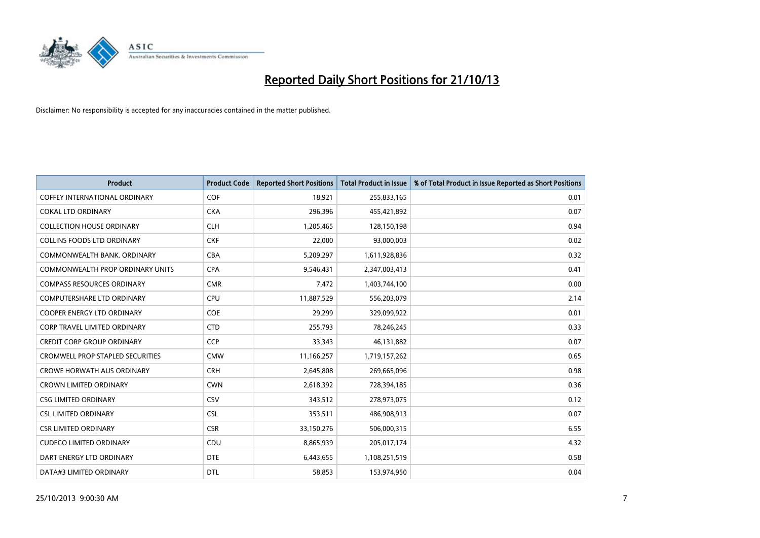# Reported Daily Short Positions for 21/10/13

Disclaimer: No responsibility is accepted for any inaccuracies contained in the matter published.

| Product | Product Code | Reported Short Positions | Total Product in Issue | % of Total Product in Issue Reported as Short Positions |
|---|---|---|---|---|
| COFFEY INTERNATIONAL ORDINARY | COF | 18,921 | 255,833,165 | 0.01 |
| COKAL LTD ORDINARY | CKA | 296,396 | 455,421,892 | 0.07 |
| COLLECTION HOUSE ORDINARY | CLH | 1,205,465 | 128,150,198 | 0.94 |
| COLLINS FOODS LTD ORDINARY | CKF | 22,000 | 93,000,003 | 0.02 |
| COMMONWEALTH BANK. ORDINARY | CBA | 5,209,297 | 1,611,928,836 | 0.32 |
| COMMONWEALTH PROP ORDINARY UNITS | CPA | 9,546,431 | 2,347,003,413 | 0.41 |
| COMPASS RESOURCES ORDINARY | CMR | 7,472 | 1,403,744,100 | 0.00 |
| COMPUTERSHARE LTD ORDINARY | CPU | 11,887,529 | 556,203,079 | 2.14 |
| COOPER ENERGY LTD ORDINARY | COE | 29,299 | 329,099,922 | 0.01 |
| CORP TRAVEL LIMITED ORDINARY | CTD | 255,793 | 78,246,245 | 0.33 |
| CREDIT CORP GROUP ORDINARY | CCP | 33,343 | 46,131,882 | 0.07 |
| CROMWELL PROP STAPLED SECURITIES | CMW | 11,166,257 | 1,719,157,262 | 0.65 |
| CROWE HORWATH AUS ORDINARY | CRH | 2,645,808 | 269,665,096 | 0.98 |
| CROWN LIMITED ORDINARY | CWN | 2,618,392 | 728,394,185 | 0.36 |
| CSG LIMITED ORDINARY | CSV | 343,512 | 278,973,075 | 0.12 |
| CSL LIMITED ORDINARY | CSL | 353,511 | 486,908,913 | 0.07 |
| CSR LIMITED ORDINARY | CSR | 33,150,276 | 506,000,315 | 6.55 |
| CUDECO LIMITED ORDINARY | CDU | 8,865,939 | 205,017,174 | 4.32 |
| DART ENERGY LTD ORDINARY | DTE | 6,443,655 | 1,108,251,519 | 0.58 |
| DATA#3 LIMITED ORDINARY | DTL | 58,853 | 153,974,950 | 0.04 |

25/10/2013 9:00:30 AM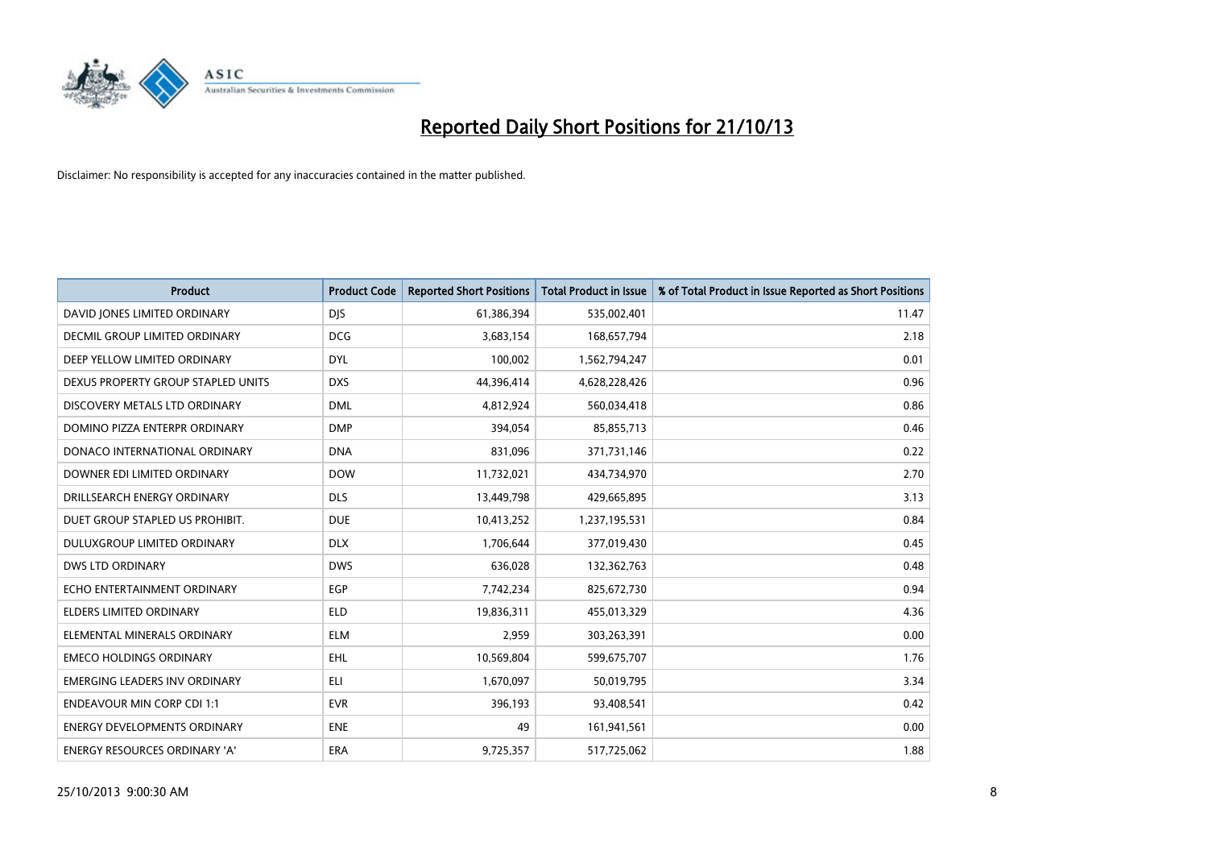# Reported Daily Short Positions for 21/10/13

Disclaimer: No responsibility is accepted for any inaccuracies contained in the matter published.

| Product | Product Code | Reported Short Positions | Total Product in Issue | % of Total Product in Issue Reported as Short Positions |
| --- | --- | --- | --- | --- |
| DAVID JONES LIMITED ORDINARY | DJS | 61,386,394 | 535,002,401 | 11.47 |
| DECMIL GROUP LIMITED ORDINARY | DCG | 3,683,154 | 168,657,794 | 2.18 |
| DEEP YELLOW LIMITED ORDINARY | DYL | 100,002 | 1,562,794,247 | 0.01 |
| DEXUS PROPERTY GROUP STAPLED UNITS | DXS | 44,396,414 | 4,628,228,426 | 0.96 |
| DISCOVERY METALS LTD ORDINARY | DML | 4,812,924 | 560,034,418 | 0.86 |
| DOMINO PIZZA ENTERPR ORDINARY | DMP | 394,054 | 85,855,713 | 0.46 |
| DONACO INTERNATIONAL ORDINARY | DNA | 831,096 | 371,731,146 | 0.22 |
| DOWNER EDI LIMITED ORDINARY | DOW | 11,732,021 | 434,734,970 | 2.70 |
| DRILLSEARCH ENERGY ORDINARY | DLS | 13,449,798 | 429,665,895 | 3.13 |
| DUET GROUP STAPLED US PROHIBIT. | DUE | 10,413,252 | 1,237,195,531 | 0.84 |
| DULUXGROUP LIMITED ORDINARY | DLX | 1,706,644 | 377,019,430 | 0.45 |
| DWS LTD ORDINARY | DWS | 636,028 | 132,362,763 | 0.48 |
| ECHO ENTERTAINMENT ORDINARY | EGP | 7,742,234 | 825,672,730 | 0.94 |
| ELDERS LIMITED ORDINARY | ELD | 19,836,311 | 455,013,329 | 4.36 |
| ELEMENTAL MINERALS ORDINARY | ELM | 2,959 | 303,263,391 | 0.00 |
| EMECO HOLDINGS ORDINARY | EHL | 10,569,804 | 599,675,707 | 1.76 |
| EMERGING LEADERS INV ORDINARY | ELI | 1,670,097 | 50,019,795 | 3.34 |
| ENDEAVOUR MIN CORP CDI 1:1 | EVR | 396,193 | 93,408,541 | 0.42 |
| ENERGY DEVELOPMENTS ORDINARY | ENE | 49 | 161,941,561 | 0.00 |
| ENERGY RESOURCES ORDINARY 'A' | ERA | 9,725,357 | 517,725,062 | 1.88 |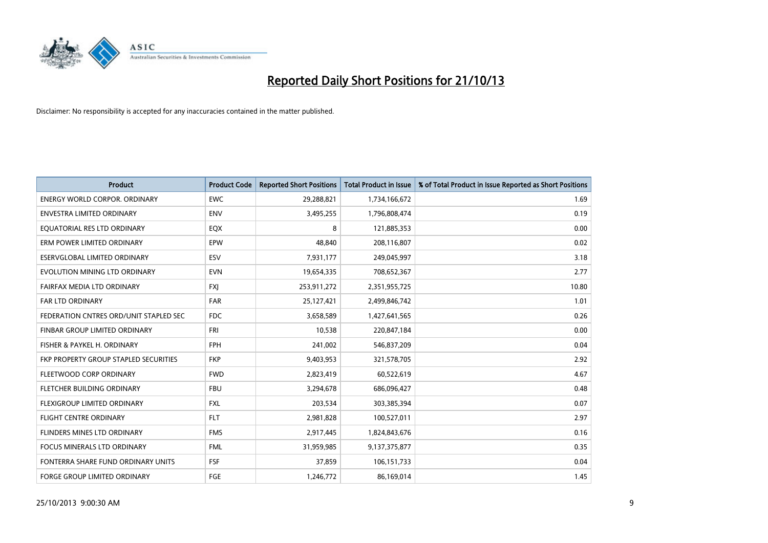# Reported Daily Short Positions for 21/10/13

Disclaimer: No responsibility is accepted for any inaccuracies contained in the matter published.

| Product | Product Code | Reported Short Positions | Total Product in Issue | % of Total Product in Issue Reported as Short Positions |
| --- | --- | --- | --- | --- |
| ENERGY WORLD CORPOR. ORDINARY | EWC | 29,288,821 | 1,734,166,672 | 1.69 |
| ENVESTRA LIMITED ORDINARY | ENV | 3,495,255 | 1,796,808,474 | 0.19 |
| EQUATORIAL RES LTD ORDINARY | EQX | 8 | 121,885,353 | 0.00 |
| ERM POWER LIMITED ORDINARY | EPW | 48,840 | 208,116,807 | 0.02 |
| ESERVGLOBAL LIMITED ORDINARY | ESV | 7,931,177 | 249,045,997 | 3.18 |
| EVOLUTION MINING LTD ORDINARY | EVN | 19,654,335 | 708,652,367 | 2.77 |
| FAIRFAX MEDIA LTD ORDINARY | FXJ | 253,911,272 | 2,351,955,725 | 10.80 |
| FAR LTD ORDINARY | FAR | 25,127,421 | 2,499,846,742 | 1.01 |
| FEDERATION CNTRES ORD/UNIT STAPLED SEC | FDC | 3,658,589 | 1,427,641,565 | 0.26 |
| FINBAR GROUP LIMITED ORDINARY | FRI | 10,538 | 220,847,184 | 0.00 |
| FISHER & PAYKEL H. ORDINARY | FPH | 241,002 | 546,837,209 | 0.04 |
| FKP PROPERTY GROUP STAPLED SECURITIES | FKP | 9,403,953 | 321,578,705 | 2.92 |
| FLEETWOOD CORP ORDINARY | FWD | 2,823,419 | 60,522,619 | 4.67 |
| FLETCHER BUILDING ORDINARY | FBU | 3,294,678 | 686,096,427 | 0.48 |
| FLEXIGROUP LIMITED ORDINARY | FXL | 203,534 | 303,385,394 | 0.07 |
| FLIGHT CENTRE ORDINARY | FLT | 2,981,828 | 100,527,011 | 2.97 |
| FLINDERS MINES LTD ORDINARY | FMS | 2,917,445 | 1,824,843,676 | 0.16 |
| FOCUS MINERALS LTD ORDINARY | FML | 31,959,985 | 9,137,375,877 | 0.35 |
| FONTERRA SHARE FUND ORDINARY UNITS | FSF | 37,859 | 106,151,733 | 0.04 |
| FORGE GROUP LIMITED ORDINARY | FGE | 1,246,772 | 86,169,014 | 1.45 |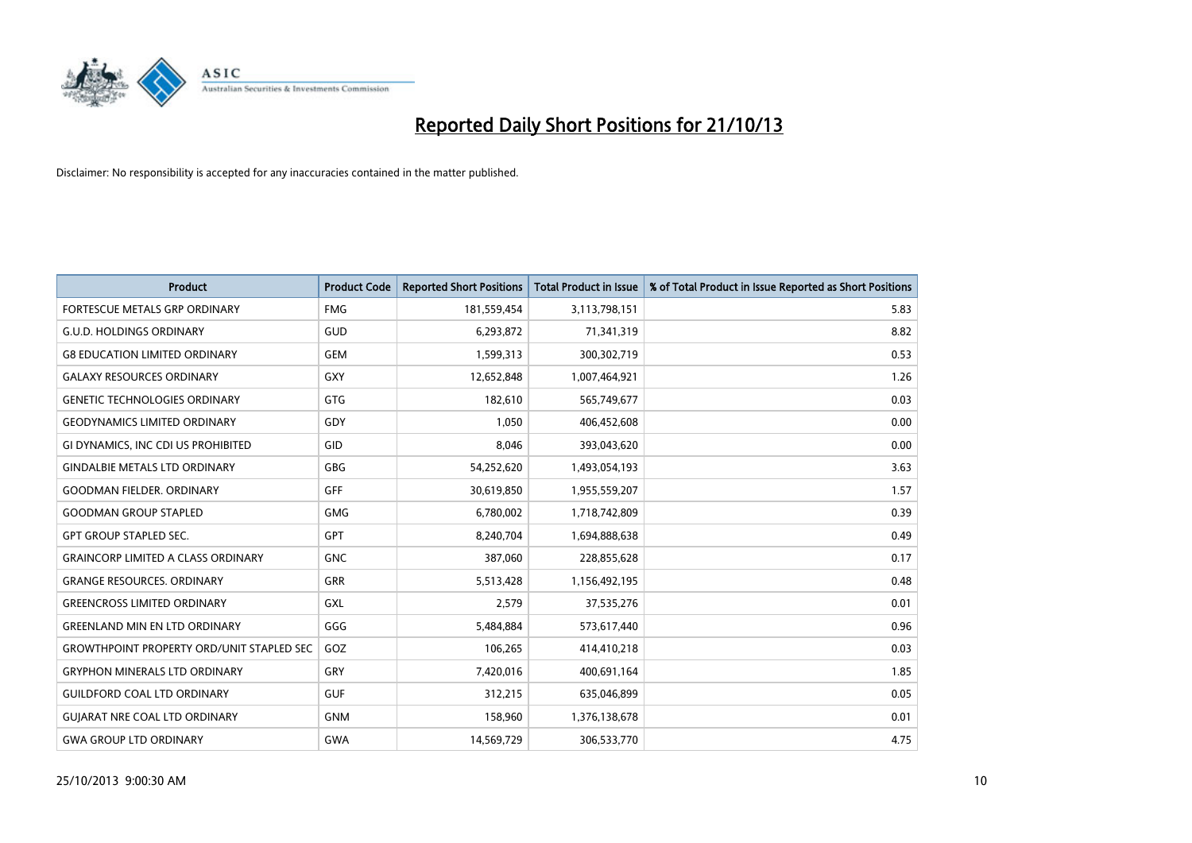# Reported Daily Short Positions for 21/10/13

Disclaimer: No responsibility is accepted for any inaccuracies contained in the matter published.

| Product | Product Code | Reported Short Positions | Total Product in Issue | % of Total Product in Issue Reported as Short Positions |
|---|---|---|---|---|
| FORTESCUE METALS GRP ORDINARY | FMG | 181,559,454 | 3,113,798,151 | 5.83 |
| G.U.D. HOLDINGS ORDINARY | GUD | 6,293,872 | 71,341,319 | 8.82 |
| G8 EDUCATION LIMITED ORDINARY | GEM | 1,599,313 | 300,302,719 | 0.53 |
| GALAXY RESOURCES ORDINARY | GXY | 12,652,848 | 1,007,464,921 | 1.26 |
| GENETIC TECHNOLOGIES ORDINARY | GTG | 182,610 | 565,749,677 | 0.03 |
| GEODYNAMICS LIMITED ORDINARY | GDY | 1,050 | 406,452,608 | 0.00 |
| GI DYNAMICS, INC CDI US PROHIBITED | GID | 8,046 | 393,043,620 | 0.00 |
| GINDALBIE METALS LTD ORDINARY | GBG | 54,252,620 | 1,493,054,193 | 3.63 |
| GOODMAN FIELDER. ORDINARY | GFF | 30,619,850 | 1,955,559,207 | 1.57 |
| GOODMAN GROUP STAPLED | GMG | 6,780,002 | 1,718,742,809 | 0.39 |
| GPT GROUP STAPLED SEC. | GPT | 8,240,704 | 1,694,888,638 | 0.49 |
| GRAINCORP LIMITED A CLASS ORDINARY | GNC | 387,060 | 228,855,628 | 0.17 |
| GRANGE RESOURCES. ORDINARY | GRR | 5,513,428 | 1,156,492,195 | 0.48 |
| GREENCROSS LIMITED ORDINARY | GXL | 2,579 | 37,535,276 | 0.01 |
| GREENLAND MIN EN LTD ORDINARY | GGG | 5,484,884 | 573,617,440 | 0.96 |
| GROWTHPOINT PROPERTY ORD/UNIT STAPLED SEC | GOZ | 106,265 | 414,410,218 | 0.03 |
| GRYPHON MINERALS LTD ORDINARY | GRY | 7,420,016 | 400,691,164 | 1.85 |
| GUILDFORD COAL LTD ORDINARY | GUF | 312,215 | 635,046,899 | 0.05 |
| GUJARAT NRE COAL LTD ORDINARY | GNM | 158,960 | 1,376,138,678 | 0.01 |
| GWA GROUP LTD ORDINARY | GWA | 14,569,729 | 306,533,770 | 4.75 |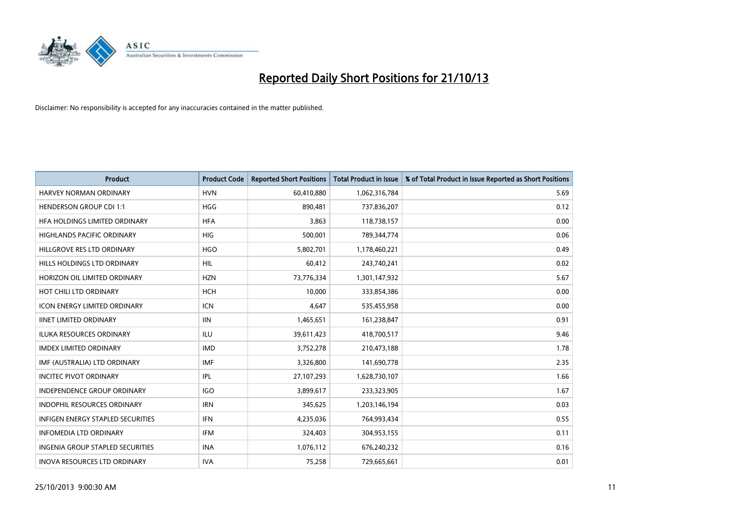# Reported Daily Short Positions for 21/10/13

Disclaimer: No responsibility is accepted for any inaccuracies contained in the matter published.

| Product | Product Code | Reported Short Positions | Total Product in Issue | % of Total Product in Issue Reported as Short Positions |
|---|---|---|---|---|
| HARVEY NORMAN ORDINARY | HVN | 60,410,880 | 1,062,316,784 | 5.69 |
| HENDERSON GROUP CDI 1:1 | HGG | 890,481 | 737,836,207 | 0.12 |
| HFA HOLDINGS LIMITED ORDINARY | HFA | 3,863 | 118,738,157 | 0.00 |
| HIGHLANDS PACIFIC ORDINARY | HIG | 500,001 | 789,344,774 | 0.06 |
| HILLGROVE RES LTD ORDINARY | HGO | 5,802,701 | 1,178,460,221 | 0.49 |
| HILLS HOLDINGS LTD ORDINARY | HIL | 60,412 | 243,740,241 | 0.02 |
| HORIZON OIL LIMITED ORDINARY | HZN | 73,776,334 | 1,301,147,932 | 5.67 |
| HOT CHILI LTD ORDINARY | HCH | 10,000 | 333,854,386 | 0.00 |
| ICON ENERGY LIMITED ORDINARY | ICN | 4,647 | 535,455,958 | 0.00 |
| IINET LIMITED ORDINARY | IIN | 1,465,651 | 161,238,847 | 0.91 |
| ILUKA RESOURCES ORDINARY | ILU | 39,611,423 | 418,700,517 | 9.46 |
| IMDEX LIMITED ORDINARY | IMD | 3,752,278 | 210,473,188 | 1.78 |
| IMF (AUSTRALIA) LTD ORDINARY | IMF | 3,326,800 | 141,690,778 | 2.35 |
| INCITEC PIVOT ORDINARY | IPL | 27,107,293 | 1,628,730,107 | 1.66 |
| INDEPENDENCE GROUP ORDINARY | IGO | 3,899,617 | 233,323,905 | 1.67 |
| INDOPHIL RESOURCES ORDINARY | IRN | 345,625 | 1,203,146,194 | 0.03 |
| INFIGEN ENERGY STAPLED SECURITIES | IFN | 4,235,036 | 764,993,434 | 0.55 |
| INFOMEDIA LTD ORDINARY | IFM | 324,403 | 304,953,155 | 0.11 |
| INGENIA GROUP STAPLED SECURITIES | INA | 1,076,112 | 676,240,232 | 0.16 |
| INOVA RESOURCES LTD ORDINARY | IVA | 75,258 | 729,665,661 | 0.01 |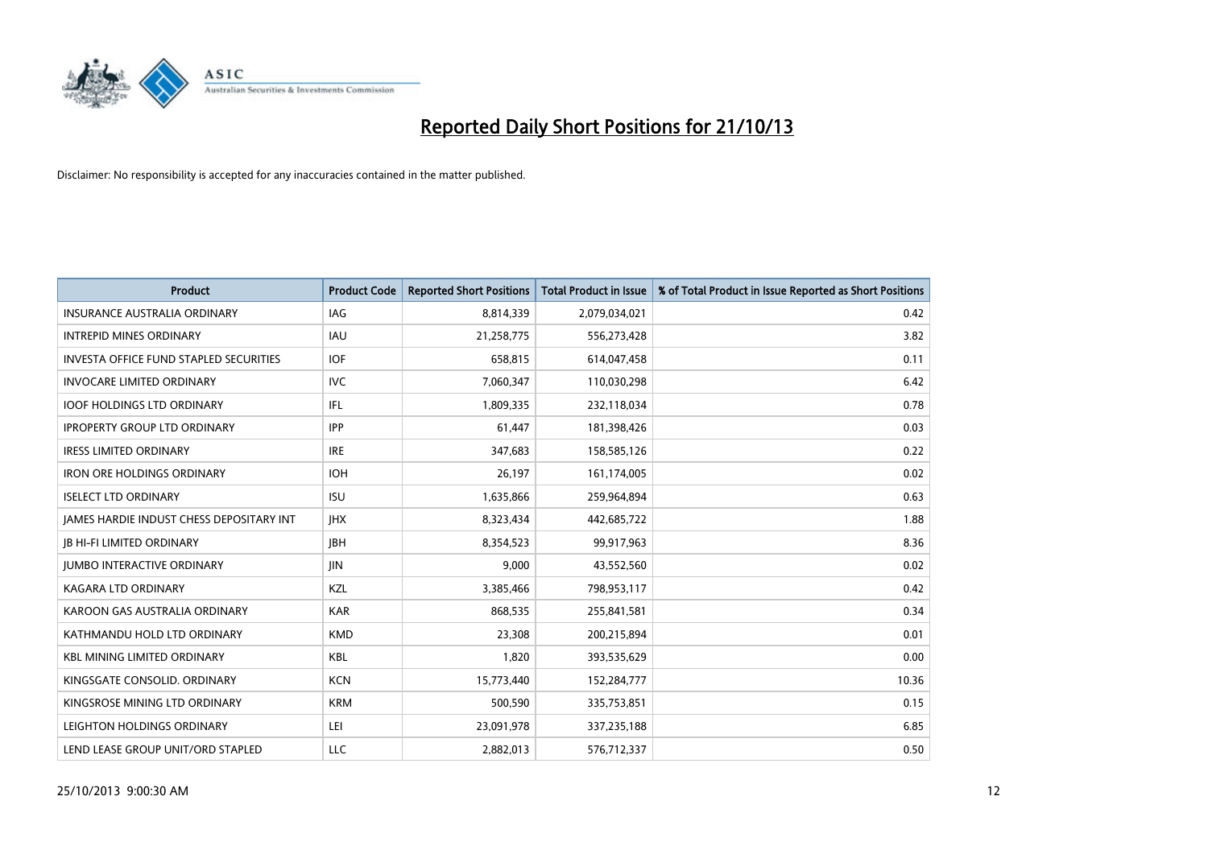# Reported Daily Short Positions for 21/10/13

Disclaimer: No responsibility is accepted for any inaccuracies contained in the matter published.

| Product | Product Code | Reported Short Positions | Total Product in Issue | % of Total Product in Issue Reported as Short Positions |
|---|---|---|---|---|
| INSURANCE AUSTRALIA ORDINARY | IAG | 8,814,339 | 2,079,034,021 | 0.42 |
| INTREPID MINES ORDINARY | IAU | 21,258,775 | 556,273,428 | 3.82 |
| INVESTA OFFICE FUND STAPLED SECURITIES | IOF | 658,815 | 614,047,458 | 0.11 |
| INVOCARE LIMITED ORDINARY | IVC | 7,060,347 | 110,030,298 | 6.42 |
| IOOF HOLDINGS LTD ORDINARY | IFL | 1,809,335 | 232,118,034 | 0.78 |
| IPROPERTY GROUP LTD ORDINARY | IPP | 61,447 | 181,398,426 | 0.03 |
| IRESS LIMITED ORDINARY | IRE | 347,683 | 158,585,126 | 0.22 |
| IRON ORE HOLDINGS ORDINARY | IOH | 26,197 | 161,174,005 | 0.02 |
| ISELECT LTD ORDINARY | ISU | 1,635,866 | 259,964,894 | 0.63 |
| JAMES HARDIE INDUST CHESS DEPOSITARY INT | JHX | 8,323,434 | 442,685,722 | 1.88 |
| JB HI-FI LIMITED ORDINARY | JBH | 8,354,523 | 99,917,963 | 8.36 |
| JUMBO INTERACTIVE ORDINARY | JIN | 9,000 | 43,552,560 | 0.02 |
| KAGARA LTD ORDINARY | KZL | 3,385,466 | 798,953,117 | 0.42 |
| KAROON GAS AUSTRALIA ORDINARY | KAR | 868,535 | 255,841,581 | 0.34 |
| KATHMANDU HOLD LTD ORDINARY | KMD | 23,308 | 200,215,894 | 0.01 |
| KBL MINING LIMITED ORDINARY | KBL | 1,820 | 393,535,629 | 0.00 |
| KINGSGATE CONSOLID. ORDINARY | KCN | 15,773,440 | 152,284,777 | 10.36 |
| KINGSROSE MINING LTD ORDINARY | KRM | 500,590 | 335,753,851 | 0.15 |
| LEIGHTON HOLDINGS ORDINARY | LEI | 23,091,978 | 337,235,188 | 6.85 |
| LEND LEASE GROUP UNIT/ORD STAPLED | LLC | 2,882,013 | 576,712,337 | 0.50 |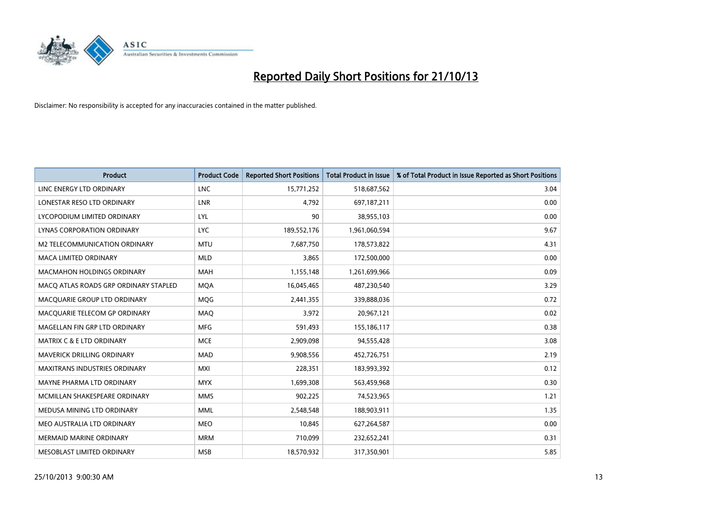# Reported Daily Short Positions for 21/10/13

Disclaimer: No responsibility is accepted for any inaccuracies contained in the matter published.

| Product | Product Code | Reported Short Positions | Total Product in Issue | % of Total Product in Issue Reported as Short Positions |
|---|---|---|---|---|
| LINC ENERGY LTD ORDINARY | LNC | 15,771,252 | 518,687,562 | 3.04 |
| LONESTAR RESO LTD ORDINARY | LNR | 4,792 | 697,187,211 | 0.00 |
| LYCOPODIUM LIMITED ORDINARY | LYL | 90 | 38,955,103 | 0.00 |
| LYNAS CORPORATION ORDINARY | LYC | 189,552,176 | 1,961,060,594 | 9.67 |
| M2 TELECOMMUNICATION ORDINARY | MTU | 7,687,750 | 178,573,822 | 4.31 |
| MACA LIMITED ORDINARY | MLD | 3,865 | 172,500,000 | 0.00 |
| MACMAHON HOLDINGS ORDINARY | MAH | 1,155,148 | 1,261,699,966 | 0.09 |
| MACQ ATLAS ROADS GRP ORDINARY STAPLED | MQA | 16,045,465 | 487,230,540 | 3.29 |
| MACQUARIE GROUP LTD ORDINARY | MQG | 2,441,355 | 339,888,036 | 0.72 |
| MACQUARIE TELECOM GP ORDINARY | MAQ | 3,972 | 20,967,121 | 0.02 |
| MAGELLAN FIN GRP LTD ORDINARY | MFG | 591,493 | 155,186,117 | 0.38 |
| MATRIX C & E LTD ORDINARY | MCE | 2,909,098 | 94,555,428 | 3.08 |
| MAVERICK DRILLING ORDINARY | MAD | 9,908,556 | 452,726,751 | 2.19 |
| MAXITRANS INDUSTRIES ORDINARY | MXI | 228,351 | 183,993,392 | 0.12 |
| MAYNE PHARMA LTD ORDINARY | MYX | 1,699,308 | 563,459,968 | 0.30 |
| MCMILLAN SHAKESPEARE ORDINARY | MMS | 902,225 | 74,523,965 | 1.21 |
| MEDUSA MINING LTD ORDINARY | MML | 2,548,548 | 188,903,911 | 1.35 |
| MEO AUSTRALIA LTD ORDINARY | MEO | 10,845 | 627,264,587 | 0.00 |
| MERMAID MARINE ORDINARY | MRM | 710,099 | 232,652,241 | 0.31 |
| MESOBLAST LIMITED ORDINARY | MSB | 18,570,932 | 317,350,901 | 5.85 |

25/10/2013 9:00:30 AM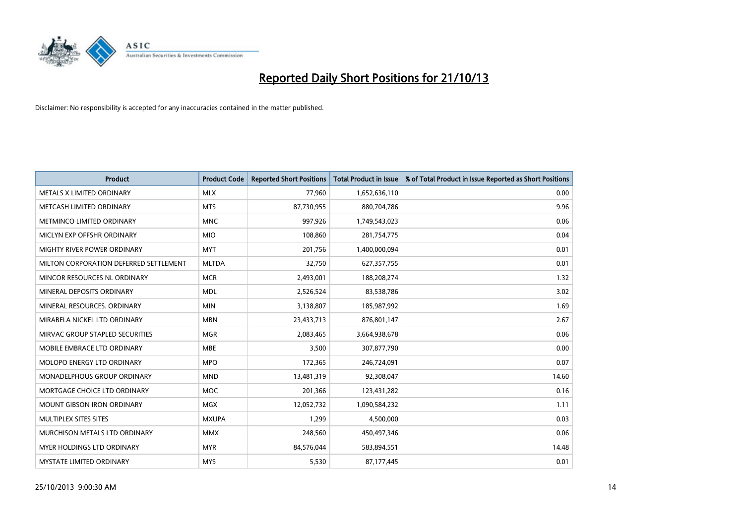# Reported Daily Short Positions for 21/10/13

Disclaimer: No responsibility is accepted for any inaccuracies contained in the matter published.

| Product | Product Code | Reported Short Positions | Total Product in Issue | % of Total Product in Issue Reported as Short Positions |
|---|---|---|---|---|
| METALS X LIMITED ORDINARY | MLX | 77,960 | 1,652,636,110 | 0.00 |
| METCASH LIMITED ORDINARY | MTS | 87,730,955 | 880,704,786 | 9.96 |
| METMINCO LIMITED ORDINARY | MNC | 997,926 | 1,749,543,023 | 0.06 |
| MICLYN EXP OFFSHR ORDINARY | MIO | 108,860 | 281,754,775 | 0.04 |
| MIGHTY RIVER POWER ORDINARY | MYT | 201,756 | 1,400,000,094 | 0.01 |
| MILTON CORPORATION DEFERRED SETTLEMENT | MLTDA | 32,750 | 627,357,755 | 0.01 |
| MINCOR RESOURCES NL ORDINARY | MCR | 2,493,001 | 188,208,274 | 1.32 |
| MINERAL DEPOSITS ORDINARY | MDL | 2,526,524 | 83,538,786 | 3.02 |
| MINERAL RESOURCES. ORDINARY | MIN | 3,138,807 | 185,987,992 | 1.69 |
| MIRABELA NICKEL LTD ORDINARY | MBN | 23,433,713 | 876,801,147 | 2.67 |
| MIRVAC GROUP STAPLED SECURITIES | MGR | 2,083,465 | 3,664,938,678 | 0.06 |
| MOBILE EMBRACE LTD ORDINARY | MBE | 3,500 | 307,877,790 | 0.00 |
| MOLOPO ENERGY LTD ORDINARY | MPO | 172,365 | 246,724,091 | 0.07 |
| MONADELPHOUS GROUP ORDINARY | MND | 13,481,319 | 92,308,047 | 14.60 |
| MORTGAGE CHOICE LTD ORDINARY | MOC | 201,366 | 123,431,282 | 0.16 |
| MOUNT GIBSON IRON ORDINARY | MGX | 12,052,732 | 1,090,584,232 | 1.11 |
| MULTIPLEX SITES SITES | MXUPA | 1,299 | 4,500,000 | 0.03 |
| MURCHISON METALS LTD ORDINARY | MMX | 248,560 | 450,497,346 | 0.06 |
| MYER HOLDINGS LTD ORDINARY | MYR | 84,576,044 | 583,894,551 | 14.48 |
| MYSTATE LIMITED ORDINARY | MYS | 5,530 | 87,177,445 | 0.01 |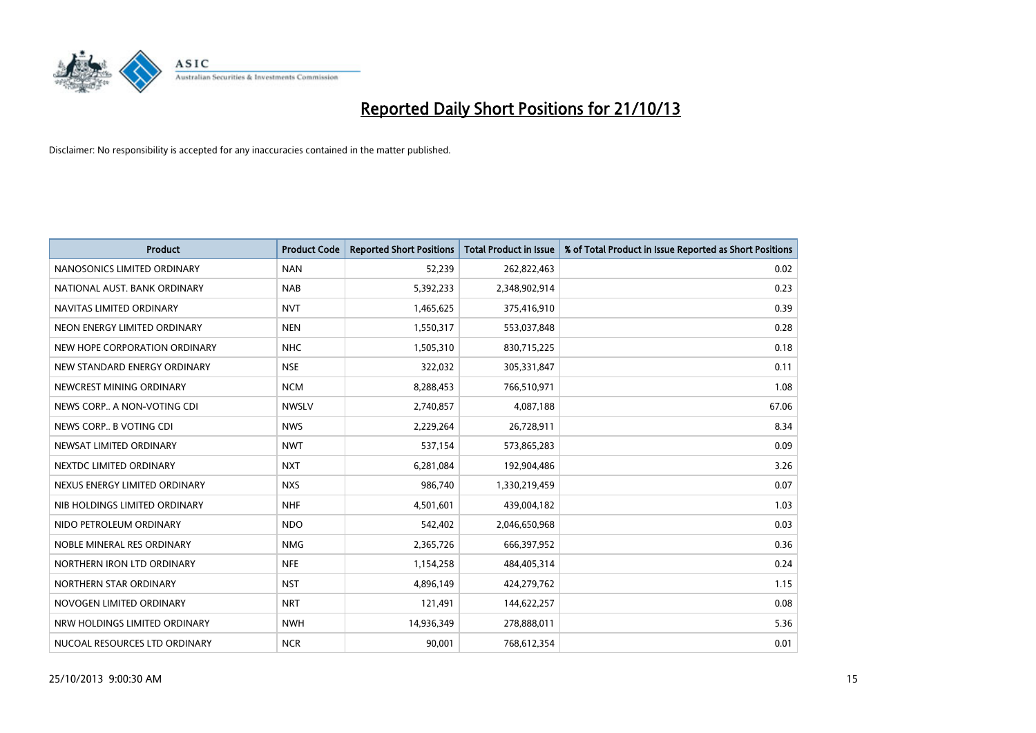# Reported Daily Short Positions for 21/10/13

Disclaimer: No responsibility is accepted for any inaccuracies contained in the matter published.

| Product | Product Code | Reported Short Positions | Total Product in Issue | % of Total Product in Issue Reported as Short Positions |
|---|---|---|---|---|
| NANOSONICS LIMITED ORDINARY | NAN | 52,239 | 262,822,463 | 0.02 |
| NATIONAL AUST. BANK ORDINARY | NAB | 5,392,233 | 2,348,902,914 | 0.23 |
| NAVITAS LIMITED ORDINARY | NVT | 1,465,625 | 375,416,910 | 0.39 |
| NEON ENERGY LIMITED ORDINARY | NEN | 1,550,317 | 553,037,848 | 0.28 |
| NEW HOPE CORPORATION ORDINARY | NHC | 1,505,310 | 830,715,225 | 0.18 |
| NEW STANDARD ENERGY ORDINARY | NSE | 322,032 | 305,331,847 | 0.11 |
| NEWCREST MINING ORDINARY | NCM | 8,288,453 | 766,510,971 | 1.08 |
| NEWS CORP.. A NON-VOTING CDI | NWSLV | 2,740,857 | 4,087,188 | 67.06 |
| NEWS CORP.. B VOTING CDI | NWS | 2,229,264 | 26,728,911 | 8.34 |
| NEWSAT LIMITED ORDINARY | NWT | 537,154 | 573,865,283 | 0.09 |
| NEXTDC LIMITED ORDINARY | NXT | 6,281,084 | 192,904,486 | 3.26 |
| NEXUS ENERGY LIMITED ORDINARY | NXS | 986,740 | 1,330,219,459 | 0.07 |
| NIB HOLDINGS LIMITED ORDINARY | NHF | 4,501,601 | 439,004,182 | 1.03 |
| NIDO PETROLEUM ORDINARY | NDO | 542,402 | 2,046,650,968 | 0.03 |
| NOBLE MINERAL RES ORDINARY | NMG | 2,365,726 | 666,397,952 | 0.36 |
| NORTHERN IRON LTD ORDINARY | NFE | 1,154,258 | 484,405,314 | 0.24 |
| NORTHERN STAR ORDINARY | NST | 4,896,149 | 424,279,762 | 1.15 |
| NOVOGEN LIMITED ORDINARY | NRT | 121,491 | 144,622,257 | 0.08 |
| NRW HOLDINGS LIMITED ORDINARY | NWH | 14,936,349 | 278,888,011 | 5.36 |
| NUCOAL RESOURCES LTD ORDINARY | NCR | 90,001 | 768,612,354 | 0.01 |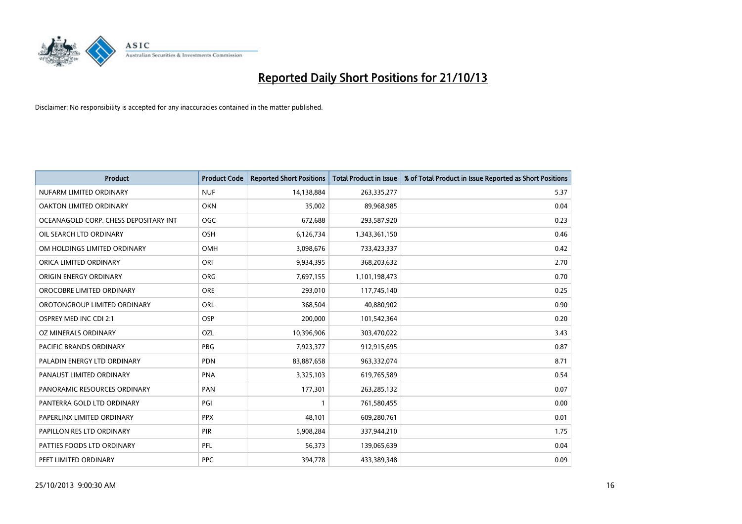# Reported Daily Short Positions for 21/10/13

Disclaimer: No responsibility is accepted for any inaccuracies contained in the matter published.

| Product | Product Code | Reported Short Positions | Total Product in Issue | % of Total Product in Issue Reported as Short Positions |
|---|---|---|---|---|
| NUFARM LIMITED ORDINARY | NUF | 14,138,884 | 263,335,277 | 5.37 |
| OAKTON LIMITED ORDINARY | OKN | 35,002 | 89,968,985 | 0.04 |
| OCEANAGOLD CORP. CHESS DEPOSITARY INT | OGC | 672,688 | 293,587,920 | 0.23 |
| OIL SEARCH LTD ORDINARY | OSH | 6,126,734 | 1,343,361,150 | 0.46 |
| OM HOLDINGS LIMITED ORDINARY | OMH | 3,098,676 | 733,423,337 | 0.42 |
| ORICA LIMITED ORDINARY | ORI | 9,934,395 | 368,203,632 | 2.70 |
| ORIGIN ENERGY ORDINARY | ORG | 7,697,155 | 1,101,198,473 | 0.70 |
| OROCOBRE LIMITED ORDINARY | ORE | 293,010 | 117,745,140 | 0.25 |
| OROTONGROUP LIMITED ORDINARY | ORL | 368,504 | 40,880,902 | 0.90 |
| OSPREY MED INC CDI 2:1 | OSP | 200,000 | 101,542,364 | 0.20 |
| OZ MINERALS ORDINARY | OZL | 10,396,906 | 303,470,022 | 3.43 |
| PACIFIC BRANDS ORDINARY | PBG | 7,923,377 | 912,915,695 | 0.87 |
| PALADIN ENERGY LTD ORDINARY | PDN | 83,887,658 | 963,332,074 | 8.71 |
| PANAUST LIMITED ORDINARY | PNA | 3,325,103 | 619,765,589 | 0.54 |
| PANORAMIC RESOURCES ORDINARY | PAN | 177,301 | 263,285,132 | 0.07 |
| PANTERRA GOLD LTD ORDINARY | PGI | 1 | 761,580,455 | 0.00 |
| PAPERLINX LIMITED ORDINARY | PPX | 48,101 | 609,280,761 | 0.01 |
| PAPILLON RES LTD ORDINARY | PIR | 5,908,284 | 337,944,210 | 1.75 |
| PATTIES FOODS LTD ORDINARY | PFL | 56,373 | 139,065,639 | 0.04 |
| PEET LIMITED ORDINARY | PPC | 394,778 | 433,389,348 | 0.09 |

25/10/2013 9:00:30 AM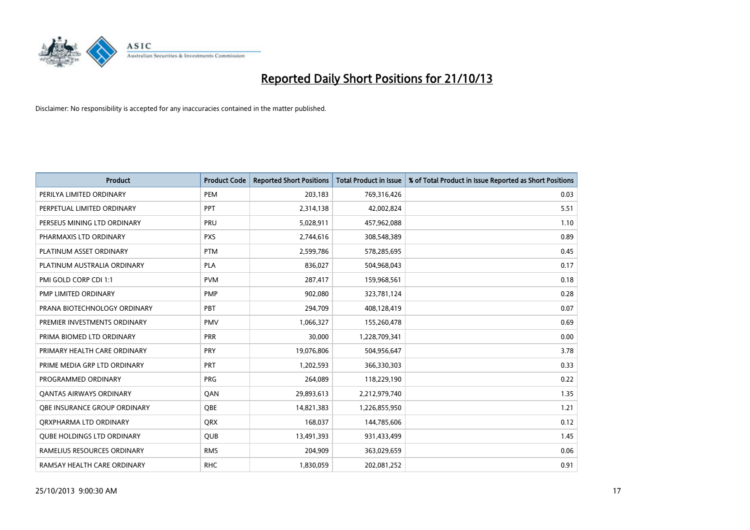# Reported Daily Short Positions for 21/10/13

Disclaimer: No responsibility is accepted for any inaccuracies contained in the matter published.

| Product | Product Code | Reported Short Positions | Total Product in Issue | % of Total Product in Issue Reported as Short Positions |
|---|---|---|---|---|
| PERILYA LIMITED ORDINARY | PEM | 203,183 | 769,316,426 | 0.03 |
| PERPETUAL LIMITED ORDINARY | PPT | 2,314,138 | 42,002,824 | 5.51 |
| PERSEUS MINING LTD ORDINARY | PRU | 5,028,911 | 457,962,088 | 1.10 |
| PHARMAXIS LTD ORDINARY | PXS | 2,744,616 | 308,548,389 | 0.89 |
| PLATINUM ASSET ORDINARY | PTM | 2,599,786 | 578,285,695 | 0.45 |
| PLATINUM AUSTRALIA ORDINARY | PLA | 836,027 | 504,968,043 | 0.17 |
| PMI GOLD CORP CDI 1:1 | PVM | 287,417 | 159,968,561 | 0.18 |
| PMP LIMITED ORDINARY | PMP | 902,080 | 323,781,124 | 0.28 |
| PRANA BIOTECHNOLOGY ORDINARY | PBT | 294,709 | 408,128,419 | 0.07 |
| PREMIER INVESTMENTS ORDINARY | PMV | 1,066,327 | 155,260,478 | 0.69 |
| PRIMA BIOMED LTD ORDINARY | PRR | 30,000 | 1,228,709,341 | 0.00 |
| PRIMARY HEALTH CARE ORDINARY | PRY | 19,076,806 | 504,956,647 | 3.78 |
| PRIME MEDIA GRP LTD ORDINARY | PRT | 1,202,593 | 366,330,303 | 0.33 |
| PROGRAMMED ORDINARY | PRG | 264,089 | 118,229,190 | 0.22 |
| QANTAS AIRWAYS ORDINARY | QAN | 29,893,613 | 2,212,979,740 | 1.35 |
| QBE INSURANCE GROUP ORDINARY | QBE | 14,821,383 | 1,226,855,950 | 1.21 |
| QRXPHARMA LTD ORDINARY | QRX | 168,037 | 144,785,606 | 0.12 |
| QUBE HOLDINGS LTD ORDINARY | QUB | 13,491,393 | 931,433,499 | 1.45 |
| RAMELIUS RESOURCES ORDINARY | RMS | 204,909 | 363,029,659 | 0.06 |
| RAMSAY HEALTH CARE ORDINARY | RHC | 1,830,059 | 202,081,252 | 0.91 |

25/10/2013 9:00:30 AM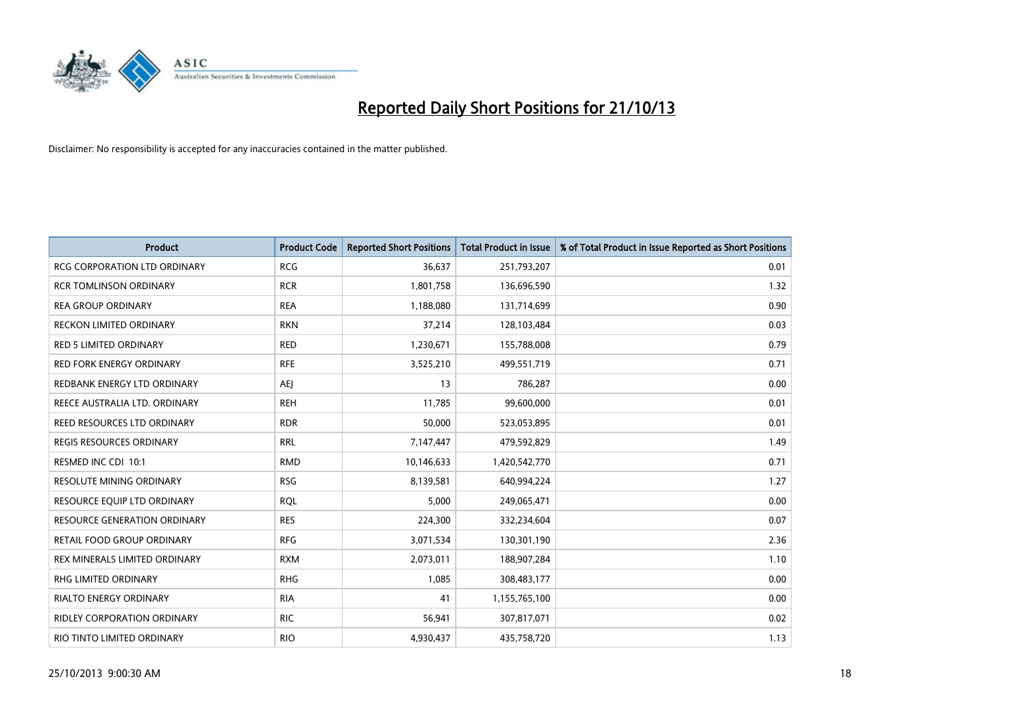# Reported Daily Short Positions for 21/10/13

Disclaimer: No responsibility is accepted for any inaccuracies contained in the matter published.

| Product | Product Code | Reported Short Positions | Total Product in Issue | % of Total Product in Issue Reported as Short Positions |
|---|---|---|---|---|
| RCG CORPORATION LTD ORDINARY | RCG | 36,637 | 251,793,207 | 0.01 |
| RCR TOMLINSON ORDINARY | RCR | 1,801,758 | 136,696,590 | 1.32 |
| REA GROUP ORDINARY | REA | 1,188,080 | 131,714,699 | 0.90 |
| RECKON LIMITED ORDINARY | RKN | 37,214 | 128,103,484 | 0.03 |
| RED 5 LIMITED ORDINARY | RED | 1,230,671 | 155,788,008 | 0.79 |
| RED FORK ENERGY ORDINARY | RFE | 3,525,210 | 499,551,719 | 0.71 |
| REDBANK ENERGY LTD ORDINARY | AEJ | 13 | 786,287 | 0.00 |
| REECE AUSTRALIA LTD. ORDINARY | REH | 11,785 | 99,600,000 | 0.01 |
| REED RESOURCES LTD ORDINARY | RDR | 50,000 | 523,053,895 | 0.01 |
| REGIS RESOURCES ORDINARY | RRL | 7,147,447 | 479,592,829 | 1.49 |
| RESMED INC CDI 10:1 | RMD | 10,146,633 | 1,420,542,770 | 0.71 |
| RESOLUTE MINING ORDINARY | RSG | 8,139,581 | 640,994,224 | 1.27 |
| RESOURCE EQUIP LTD ORDINARY | RQL | 5,000 | 249,065,471 | 0.00 |
| RESOURCE GENERATION ORDINARY | RES | 224,300 | 332,234,604 | 0.07 |
| RETAIL FOOD GROUP ORDINARY | RFG | 3,071,534 | 130,301,190 | 2.36 |
| REX MINERALS LIMITED ORDINARY | RXM | 2,073,011 | 188,907,284 | 1.10 |
| RHG LIMITED ORDINARY | RHG | 1,085 | 308,483,177 | 0.00 |
| RIALTO ENERGY ORDINARY | RIA | 41 | 1,155,765,100 | 0.00 |
| RIDLEY CORPORATION ORDINARY | RIC | 56,941 | 307,817,071 | 0.02 |
| RIO TINTO LIMITED ORDINARY | RIO | 4,930,437 | 435,758,720 | 1.13 |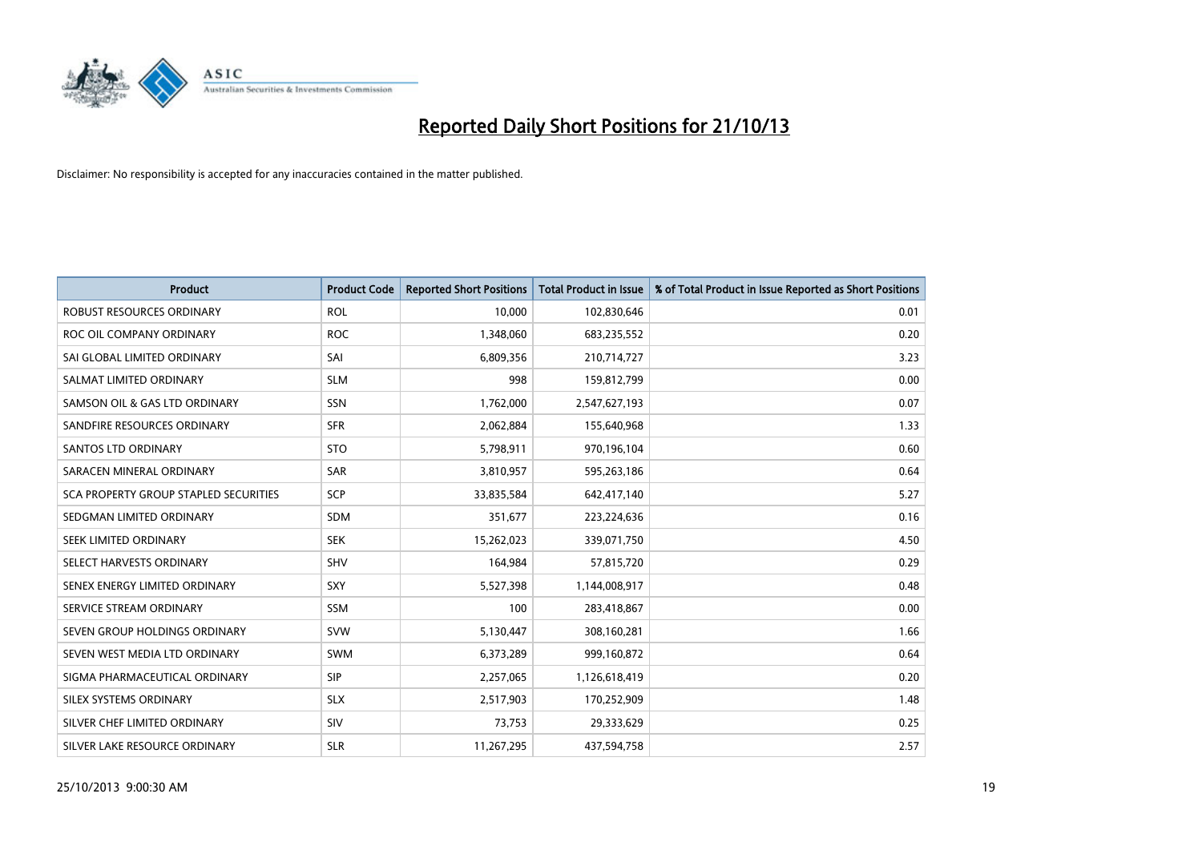# Reported Daily Short Positions for 21/10/13

Disclaimer: No responsibility is accepted for any inaccuracies contained in the matter published.

| Product | Product Code | Reported Short Positions | Total Product in Issue | % of Total Product in Issue Reported as Short Positions |
|---|---|---|---|---|
| ROBUST RESOURCES ORDINARY | ROL | 10,000 | 102,830,646 | 0.01 |
| ROC OIL COMPANY ORDINARY | ROC | 1,348,060 | 683,235,552 | 0.20 |
| SAI GLOBAL LIMITED ORDINARY | SAI | 6,809,356 | 210,714,727 | 3.23 |
| SALMAT LIMITED ORDINARY | SLM | 998 | 159,812,799 | 0.00 |
| SAMSON OIL & GAS LTD ORDINARY | SSN | 1,762,000 | 2,547,627,193 | 0.07 |
| SANDFIRE RESOURCES ORDINARY | SFR | 2,062,884 | 155,640,968 | 1.33 |
| SANTOS LTD ORDINARY | STO | 5,798,911 | 970,196,104 | 0.60 |
| SARACEN MINERAL ORDINARY | SAR | 3,810,957 | 595,263,186 | 0.64 |
| SCA PROPERTY GROUP STAPLED SECURITIES | SCP | 33,835,584 | 642,417,140 | 5.27 |
| SEDGMAN LIMITED ORDINARY | SDM | 351,677 | 223,224,636 | 0.16 |
| SEEK LIMITED ORDINARY | SEK | 15,262,023 | 339,071,750 | 4.50 |
| SELECT HARVESTS ORDINARY | SHV | 164,984 | 57,815,720 | 0.29 |
| SENEX ENERGY LIMITED ORDINARY | SXY | 5,527,398 | 1,144,008,917 | 0.48 |
| SERVICE STREAM ORDINARY | SSM | 100 | 283,418,867 | 0.00 |
| SEVEN GROUP HOLDINGS ORDINARY | SVW | 5,130,447 | 308,160,281 | 1.66 |
| SEVEN WEST MEDIA LTD ORDINARY | SWM | 6,373,289 | 999,160,872 | 0.64 |
| SIGMA PHARMACEUTICAL ORDINARY | SIP | 2,257,065 | 1,126,618,419 | 0.20 |
| SILEX SYSTEMS ORDINARY | SLX | 2,517,903 | 170,252,909 | 1.48 |
| SILVER CHEF LIMITED ORDINARY | SIV | 73,753 | 29,333,629 | 0.25 |
| SILVER LAKE RESOURCE ORDINARY | SLR | 11,267,295 | 437,594,758 | 2.57 |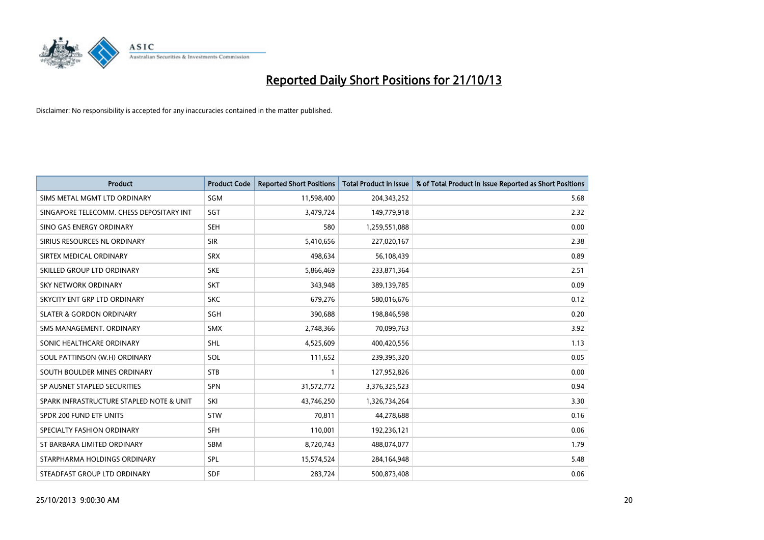# Reported Daily Short Positions for 21/10/13

Disclaimer: No responsibility is accepted for any inaccuracies contained in the matter published.

| Product | Product Code | Reported Short Positions | Total Product in Issue | % of Total Product in Issue Reported as Short Positions |
|---|---|---|---|---|
| SIMS METAL MGMT LTD ORDINARY | SGM | 11,598,400 | 204,343,252 | 5.68 |
| SINGAPORE TELECOMM. CHESS DEPOSITARY INT | SGT | 3,479,724 | 149,779,918 | 2.32 |
| SINO GAS ENERGY ORDINARY | SEH | 580 | 1,259,551,088 | 0.00 |
| SIRIUS RESOURCES NL ORDINARY | SIR | 5,410,656 | 227,020,167 | 2.38 |
| SIRTEX MEDICAL ORDINARY | SRX | 498,634 | 56,108,439 | 0.89 |
| SKILLED GROUP LTD ORDINARY | SKE | 5,866,469 | 233,871,364 | 2.51 |
| SKY NETWORK ORDINARY | SKT | 343,948 | 389,139,785 | 0.09 |
| SKYCITY ENT GRP LTD ORDINARY | SKC | 679,276 | 580,016,676 | 0.12 |
| SLATER & GORDON ORDINARY | SGH | 390,688 | 198,846,598 | 0.20 |
| SMS MANAGEMENT. ORDINARY | SMX | 2,748,366 | 70,099,763 | 3.92 |
| SONIC HEALTHCARE ORDINARY | SHL | 4,525,609 | 400,420,556 | 1.13 |
| SOUL PATTINSON (W.H) ORDINARY | SOL | 111,652 | 239,395,320 | 0.05 |
| SOUTH BOULDER MINES ORDINARY | STB | 1 | 127,952,826 | 0.00 |
| SP AUSNET STAPLED SECURITIES | SPN | 31,572,772 | 3,376,325,523 | 0.94 |
| SPARK INFRASTRUCTURE STAPLED NOTE & UNIT | SKI | 43,746,250 | 1,326,734,264 | 3.30 |
| SPDR 200 FUND ETF UNITS | STW | 70,811 | 44,278,688 | 0.16 |
| SPECIALTY FASHION ORDINARY | SFH | 110,001 | 192,236,121 | 0.06 |
| ST BARBARA LIMITED ORDINARY | SBM | 8,720,743 | 488,074,077 | 1.79 |
| STARPHARMA HOLDINGS ORDINARY | SPL | 15,574,524 | 284,164,948 | 5.48 |
| STEADFAST GROUP LTD ORDINARY | SDF | 283,724 | 500,873,408 | 0.06 |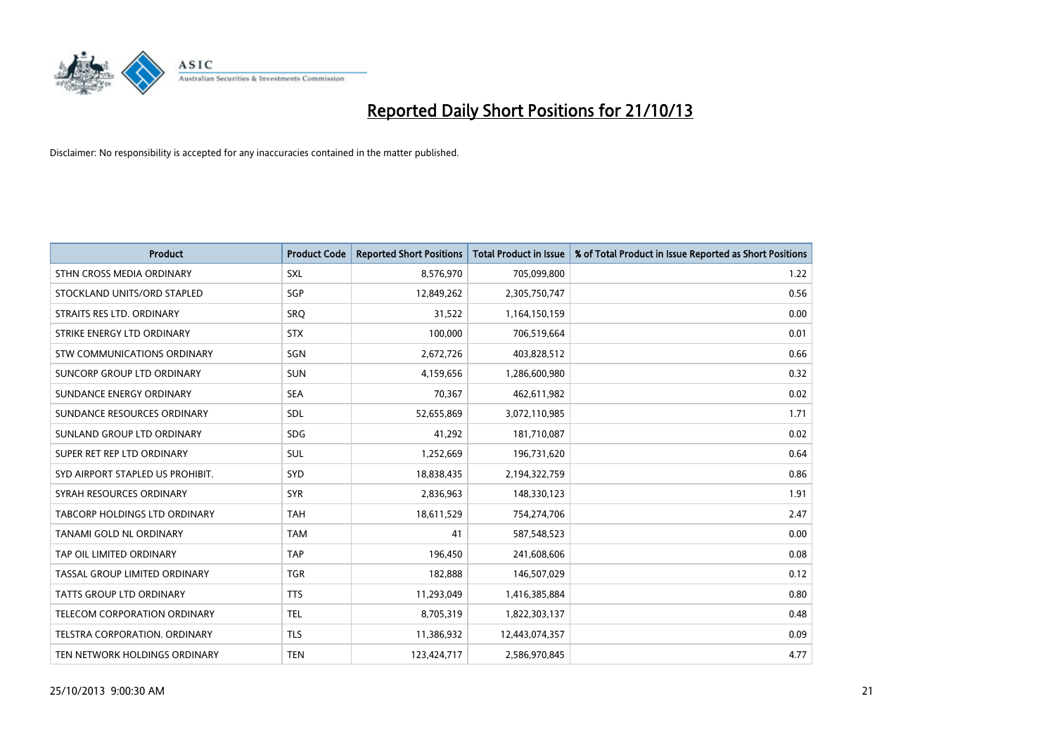# Reported Daily Short Positions for 21/10/13

Disclaimer: No responsibility is accepted for any inaccuracies contained in the matter published.

| Product | Product Code | Reported Short Positions | Total Product in Issue | % of Total Product in Issue Reported as Short Positions |
|---|---|---|---|---|
| STHN CROSS MEDIA ORDINARY | SXL | 8,576,970 | 705,099,800 | 1.22 |
| STOCKLAND UNITS/ORD STAPLED | SGP | 12,849,262 | 2,305,750,747 | 0.56 |
| STRAITS RES LTD. ORDINARY | SRQ | 31,522 | 1,164,150,159 | 0.00 |
| STRIKE ENERGY LTD ORDINARY | STX | 100,000 | 706,519,664 | 0.01 |
| STW COMMUNICATIONS ORDINARY | SGN | 2,672,726 | 403,828,512 | 0.66 |
| SUNCORP GROUP LTD ORDINARY | SUN | 4,159,656 | 1,286,600,980 | 0.32 |
| SUNDANCE ENERGY ORDINARY | SEA | 70,367 | 462,611,982 | 0.02 |
| SUNDANCE RESOURCES ORDINARY | SDL | 52,655,869 | 3,072,110,985 | 1.71 |
| SUNLAND GROUP LTD ORDINARY | SDG | 41,292 | 181,710,087 | 0.02 |
| SUPER RET REP LTD ORDINARY | SUL | 1,252,669 | 196,731,620 | 0.64 |
| SYD AIRPORT STAPLED US PROHIBIT. | SYD | 18,838,435 | 2,194,322,759 | 0.86 |
| SYRAH RESOURCES ORDINARY | SYR | 2,836,963 | 148,330,123 | 1.91 |
| TABCORP HOLDINGS LTD ORDINARY | TAH | 18,611,529 | 754,274,706 | 2.47 |
| TANAMI GOLD NL ORDINARY | TAM | 41 | 587,548,523 | 0.00 |
| TAP OIL LIMITED ORDINARY | TAP | 196,450 | 241,608,606 | 0.08 |
| TASSAL GROUP LIMITED ORDINARY | TGR | 182,888 | 146,507,029 | 0.12 |
| TATTS GROUP LTD ORDINARY | TTS | 11,293,049 | 1,416,385,884 | 0.80 |
| TELECOM CORPORATION ORDINARY | TEL | 8,705,319 | 1,822,303,137 | 0.48 |
| TELSTRA CORPORATION. ORDINARY | TLS | 11,386,932 | 12,443,074,357 | 0.09 |
| TEN NETWORK HOLDINGS ORDINARY | TEN | 123,424,717 | 2,586,970,845 | 4.77 |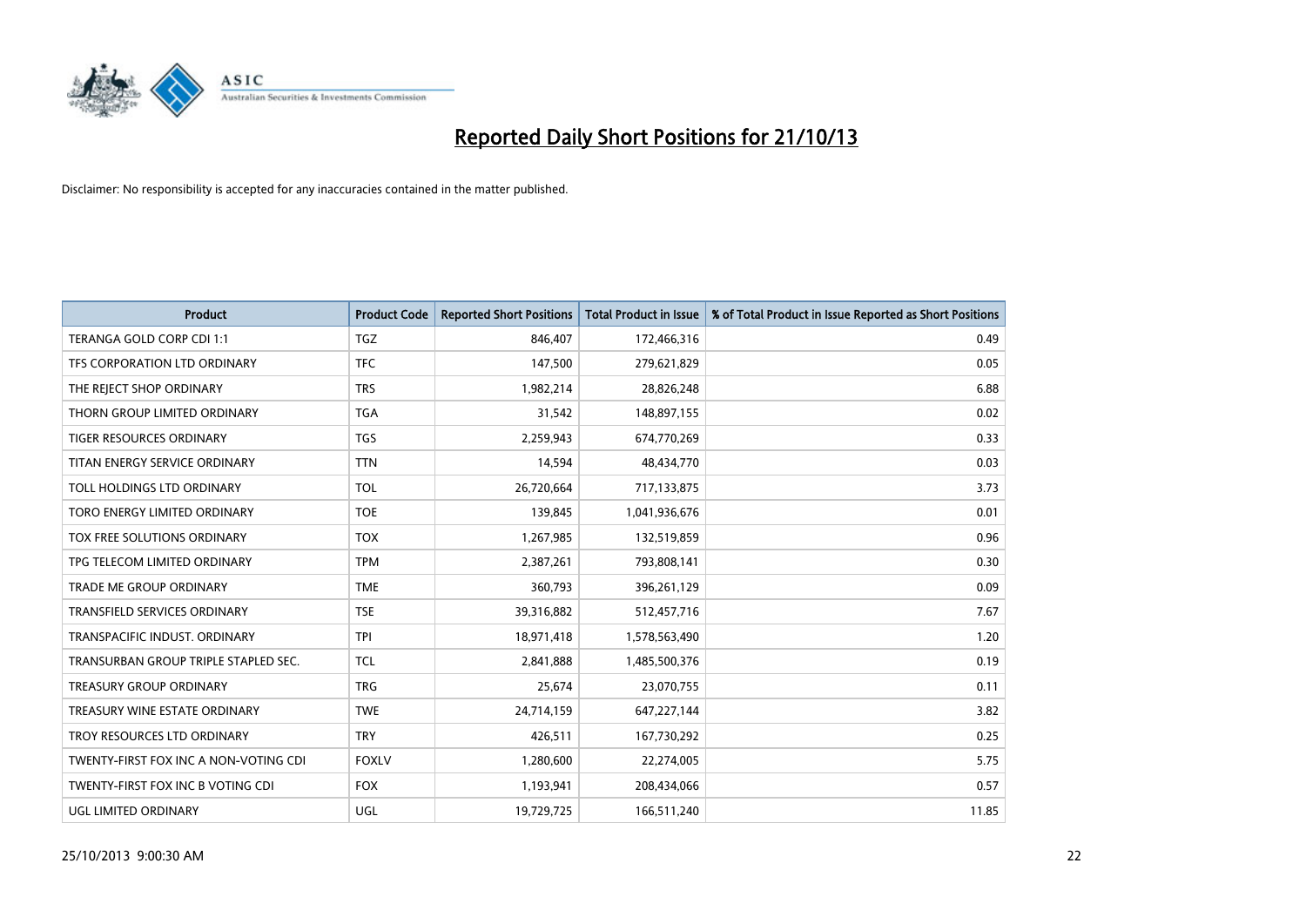# Reported Daily Short Positions for 21/10/13

Disclaimer: No responsibility is accepted for any inaccuracies contained in the matter published.

| Product | Product Code | Reported Short Positions | Total Product in Issue | % of Total Product in Issue Reported as Short Positions |
|---|---|---|---|---|
| TERANGA GOLD CORP CDI 1:1 | TGZ | 846,407 | 172,466,316 | 0.49 |
| TFS CORPORATION LTD ORDINARY | TFC | 147,500 | 279,621,829 | 0.05 |
| THE REJECT SHOP ORDINARY | TRS | 1,982,214 | 28,826,248 | 6.88 |
| THORN GROUP LIMITED ORDINARY | TGA | 31,542 | 148,897,155 | 0.02 |
| TIGER RESOURCES ORDINARY | TGS | 2,259,943 | 674,770,269 | 0.33 |
| TITAN ENERGY SERVICE ORDINARY | TTN | 14,594 | 48,434,770 | 0.03 |
| TOLL HOLDINGS LTD ORDINARY | TOL | 26,720,664 | 717,133,875 | 3.73 |
| TORO ENERGY LIMITED ORDINARY | TOE | 139,845 | 1,041,936,676 | 0.01 |
| TOX FREE SOLUTIONS ORDINARY | TOX | 1,267,985 | 132,519,859 | 0.96 |
| TPG TELECOM LIMITED ORDINARY | TPM | 2,387,261 | 793,808,141 | 0.30 |
| TRADE ME GROUP ORDINARY | TME | 360,793 | 396,261,129 | 0.09 |
| TRANSFIELD SERVICES ORDINARY | TSE | 39,316,882 | 512,457,716 | 7.67 |
| TRANSPACIFIC INDUST. ORDINARY | TPI | 18,971,418 | 1,578,563,490 | 1.20 |
| TRANSURBAN GROUP TRIPLE STAPLED SEC. | TCL | 2,841,888 | 1,485,500,376 | 0.19 |
| TREASURY GROUP ORDINARY | TRG | 25,674 | 23,070,755 | 0.11 |
| TREASURY WINE ESTATE ORDINARY | TWE | 24,714,159 | 647,227,144 | 3.82 |
| TROY RESOURCES LTD ORDINARY | TRY | 426,511 | 167,730,292 | 0.25 |
| TWENTY-FIRST FOX INC A NON-VOTING CDI | FOXLV | 1,280,600 | 22,274,005 | 5.75 |
| TWENTY-FIRST FOX INC B VOTING CDI | FOX | 1,193,941 | 208,434,066 | 0.57 |
| UGL LIMITED ORDINARY | UGL | 19,729,725 | 166,511,240 | 11.85 |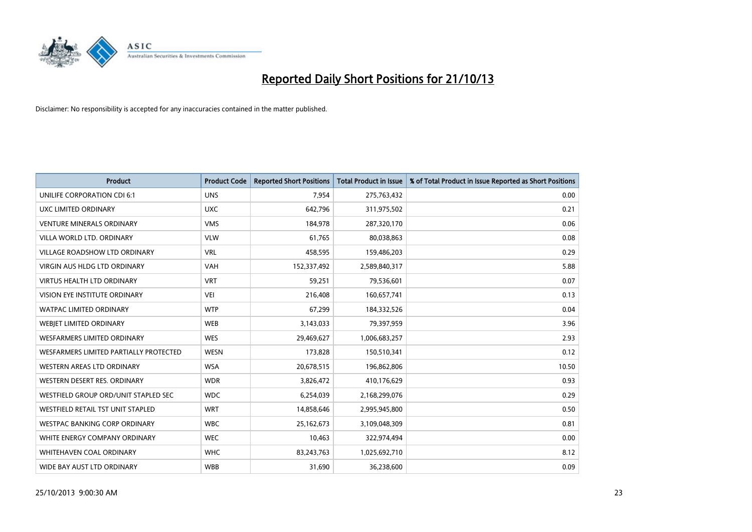# Reported Daily Short Positions for 21/10/13

Disclaimer: No responsibility is accepted for any inaccuracies contained in the matter published.

| Product | Product Code | Reported Short Positions | Total Product in Issue | % of Total Product in Issue Reported as Short Positions |
|---|---|---|---|---|
| UNILIFE CORPORATION CDI 6:1 | UNS | 7,954 | 275,763,432 | 0.00 |
| UXC LIMITED ORDINARY | UXC | 642,796 | 311,975,502 | 0.21 |
| VENTURE MINERALS ORDINARY | VMS | 184,978 | 287,320,170 | 0.06 |
| VILLA WORLD LTD. ORDINARY | VLW | 61,765 | 80,038,863 | 0.08 |
| VILLAGE ROADSHOW LTD ORDINARY | VRL | 458,595 | 159,486,203 | 0.29 |
| VIRGIN AUS HLDG LTD ORDINARY | VAH | 152,337,492 | 2,589,840,317 | 5.88 |
| VIRTUS HEALTH LTD ORDINARY | VRT | 59,251 | 79,536,601 | 0.07 |
| VISION EYE INSTITUTE ORDINARY | VEI | 216,408 | 160,657,741 | 0.13 |
| WATPAC LIMITED ORDINARY | WTP | 67,299 | 184,332,526 | 0.04 |
| WEBJET LIMITED ORDINARY | WEB | 3,143,033 | 79,397,959 | 3.96 |
| WESFARMERS LIMITED ORDINARY | WES | 29,469,627 | 1,006,683,257 | 2.93 |
| WESFARMERS LIMITED PARTIALLY PROTECTED | WESN | 173,828 | 150,510,341 | 0.12 |
| WESTERN AREAS LTD ORDINARY | WSA | 20,678,515 | 196,862,806 | 10.50 |
| WESTERN DESERT RES. ORDINARY | WDR | 3,826,472 | 410,176,629 | 0.93 |
| WESTFIELD GROUP ORD/UNIT STAPLED SEC | WDC | 6,254,039 | 2,168,299,076 | 0.29 |
| WESTFIELD RETAIL TST UNIT STAPLED | WRT | 14,858,646 | 2,995,945,800 | 0.50 |
| WESTPAC BANKING CORP ORDINARY | WBC | 25,162,673 | 3,109,048,309 | 0.81 |
| WHITE ENERGY COMPANY ORDINARY | WEC | 10,463 | 322,974,494 | 0.00 |
| WHITEHAVEN COAL ORDINARY | WHC | 83,243,763 | 1,025,692,710 | 8.12 |
| WIDE BAY AUST LTD ORDINARY | WBB | 31,690 | 36,238,600 | 0.09 |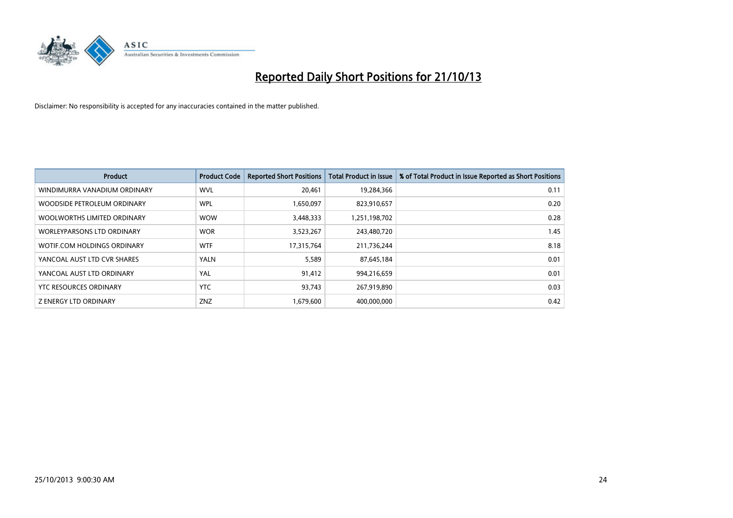# Reported Daily Short Positions for 21/10/13

Disclaimer: No responsibility is accepted for any inaccuracies contained in the matter published.

| Product | Product Code | Reported Short Positions | Total Product in Issue | % of Total Product in Issue Reported as Short Positions |
|---|---|---|---|---|
| WINDIMURRA VANADIUM ORDINARY | WVL | 20,461 | 19,284,366 | 0.11 |
| WOODSIDE PETROLEUM ORDINARY | WPL | 1,650,097 | 823,910,657 | 0.20 |
| WOOLWORTHS LIMITED ORDINARY | WOW | 3,448,333 | 1,251,198,702 | 0.28 |
| WORLEYPARSONS LTD ORDINARY | WOR | 3,523,267 | 243,480,720 | 1.45 |
| WOTIF.COM HOLDINGS ORDINARY | WTF | 17,315,764 | 211,736,244 | 8.18 |
| YANCOAL AUST LTD CVR SHARES | YALN | 5,589 | 87,645,184 | 0.01 |
| YANCOAL AUST LTD ORDINARY | YAL | 91,412 | 994,216,659 | 0.01 |
| YTC RESOURCES ORDINARY | YTC | 93,743 | 267,919,890 | 0.03 |
| Z ENERGY LTD ORDINARY | ZNZ | 1,679,600 | 400,000,000 | 0.42 |

25/10/2013 9:00:30 AM